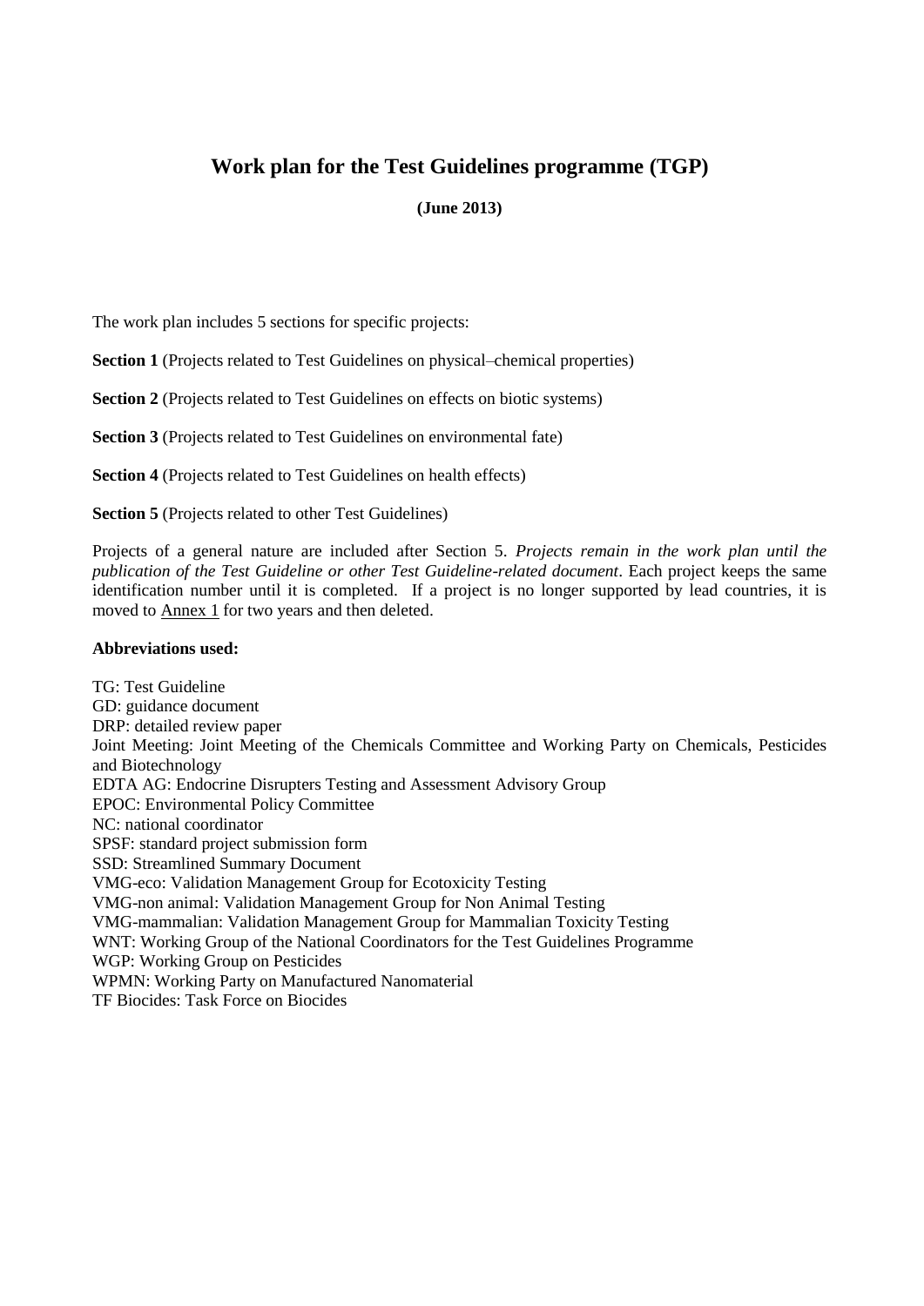# Work plan for the Test Guidelines programme (TGP)

**(June 2013)**

The work plan includes 5 sections for specific projects:

**Section 1** (Projects related to Test Guidelines on physical–chemical properties)

**Section 2** (Projects related to Test Guidelines on effects on biotic systems)

**Section 3** (Projects related to Test Guidelines on environmental fate)

**Section 4** (Projects related to Test Guidelines on health effects)

**Section 5** (Projects related to other Test Guidelines)

Projects of a general nature are included after Section 5. *Projects remain in the work plan until the publication of the Test Guideline or other Test Guideline-related document*. Each project keeps the same identification number until it is completed. If a project is no longer supported by lead countries, it is moved to Annex 1 for two years and then deleted.

**Abbreviations used:**

TG: Test Guideline
GD: guidance document
DRP: detailed review paper
Joint Meeting: Joint Meeting of the Chemicals Committee and Working Party on Chemicals, Pesticides and Biotechnology
EDTA AG: Endocrine Disrupters Testing and Assessment Advisory Group
EPOC: Environmental Policy Committee
NC: national coordinator
SPSF: standard project submission form
SSD: Streamlined Summary Document
VMG-eco: Validation Management Group for Ecotoxicity Testing
VMG-non animal: Validation Management Group for Non Animal Testing
VMG-mammalian: Validation Management Group for Mammalian Toxicity Testing
WNT: Working Group of the National Coordinators for the Test Guidelines Programme
WGP: Working Group on Pesticides
WPMN: Working Party on Manufactured Nanomaterial
TF Biocides: Task Force on Biocides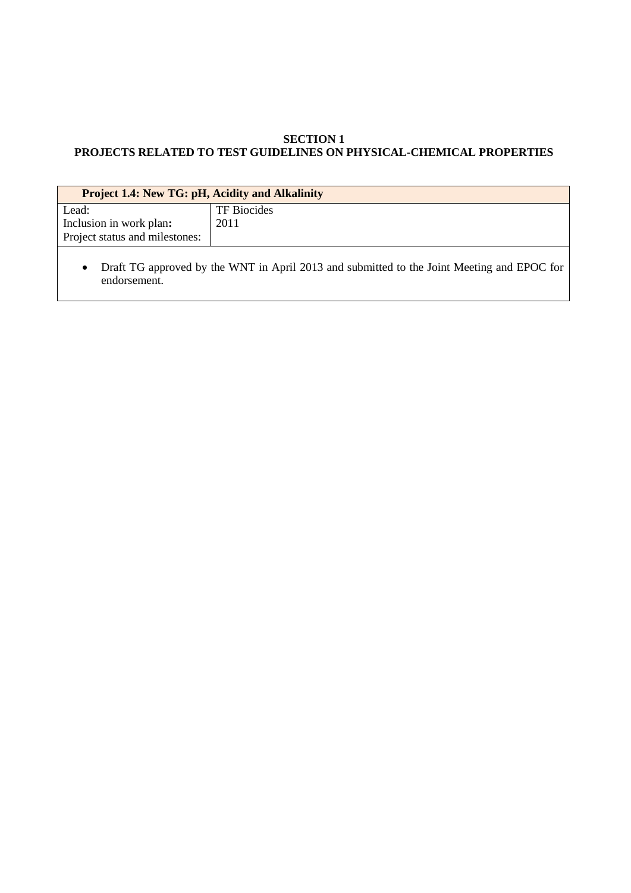## SECTION 1
## PROJECTS RELATED TO TEST GUIDELINES ON PHYSICAL-CHEMICAL PROPERTIES

| **Project 1.4: New TG: pH, Acidity and Alkalinity** | |
|---|---|
| Lead: | TF Biocides |
| Inclusion in work plan**:** | 2011 |
| Project status and milestones: | |

- Draft TG approved by the WNT in April 2013 and submitted to the Joint Meeting and EPOC for endorsement.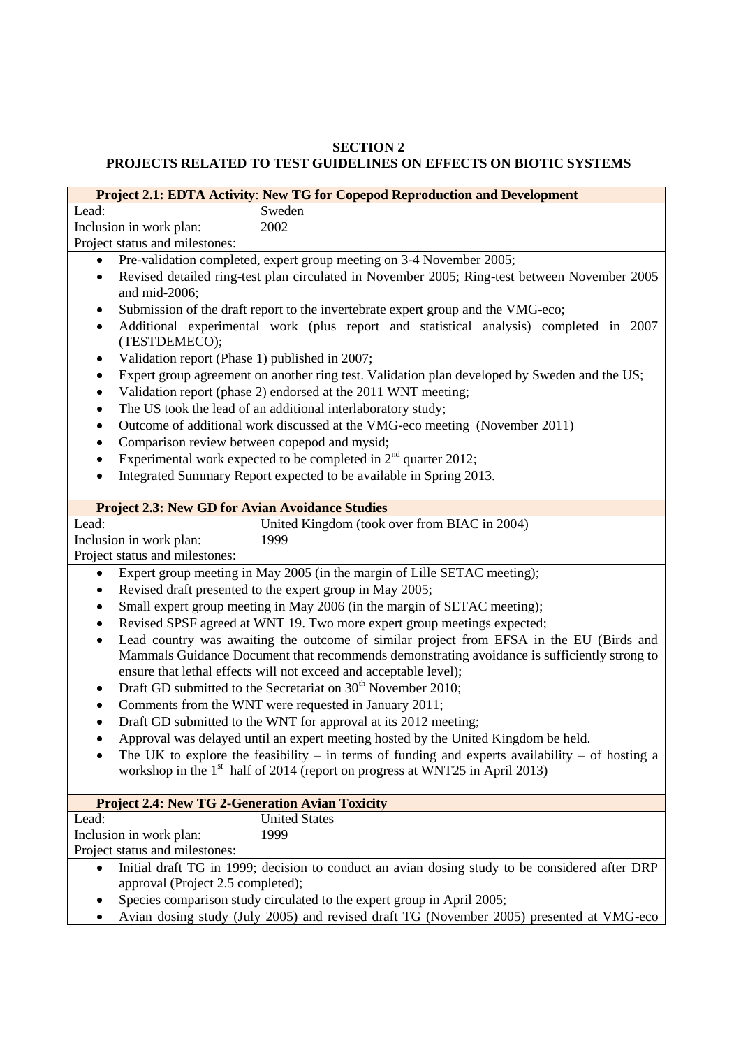**SECTION 2**
**PROJECTS RELATED TO TEST GUIDELINES ON EFFECTS ON BIOTIC SYSTEMS**

| **Project 2.1: EDTA Activity: New TG for Copepod Reproduction and Development** | |
|---|---|
| Lead: | Sweden |
| Inclusion in work plan: | 2002 |
| Project status and milestones: | |

- Pre-validation completed, expert group meeting on 3-4 November 2005;
- Revised detailed ring-test plan circulated in November 2005; Ring-test between November 2005 and mid-2006;
- Submission of the draft report to the invertebrate expert group and the VMG-eco;
- Additional experimental work (plus report and statistical analysis) completed in 2007 (TESTDEMECO);
- Validation report (Phase 1) published in 2007;
- Expert group agreement on another ring test. Validation plan developed by Sweden and the US;
- Validation report (phase 2) endorsed at the 2011 WNT meeting;
- The US took the lead of an additional interlaboratory study;
- Outcome of additional work discussed at the VMG-eco meeting (November 2011)
- Comparison review between copepod and mysid;
- Experimental work expected to be completed in 2nd quarter 2012;
- Integrated Summary Report expected to be available in Spring 2013.

| **Project 2.3: New GD for Avian Avoidance Studies** | |
|---|---|
| Lead: | United Kingdom (took over from BIAC in 2004) |
| Inclusion in work plan: | 1999 |
| Project status and milestones: | |

- Expert group meeting in May 2005 (in the margin of Lille SETAC meeting);
- Revised draft presented to the expert group in May 2005;
- Small expert group meeting in May 2006 (in the margin of SETAC meeting);
- Revised SPSF agreed at WNT 19. Two more expert group meetings expected;
- Lead country was awaiting the outcome of similar project from EFSA in the EU (Birds and Mammals Guidance Document that recommends demonstrating avoidance is sufficiently strong to ensure that lethal effects will not exceed and acceptable level);
- Draft GD submitted to the Secretariat on 30th November 2010;
- Comments from the WNT were requested in January 2011;
- Draft GD submitted to the WNT for approval at its 2012 meeting;
- Approval was delayed until an expert meeting hosted by the United Kingdom be held.
- The UK to explore the feasibility – in terms of funding and experts availability – of hosting a workshop in the 1st half of 2014 (report on progress at WNT25 in April 2013)

| **Project 2.4: New TG 2-Generation Avian Toxicity** | |
|---|---|
| Lead: | United States |
| Inclusion in work plan: | 1999 |
| Project status and milestones: | |

- Initial draft TG in 1999; decision to conduct an avian dosing study to be considered after DRP approval (Project 2.5 completed);
- Species comparison study circulated to the expert group in April 2005;
- Avian dosing study (July 2005) and revised draft TG (November 2005) presented at VMG-eco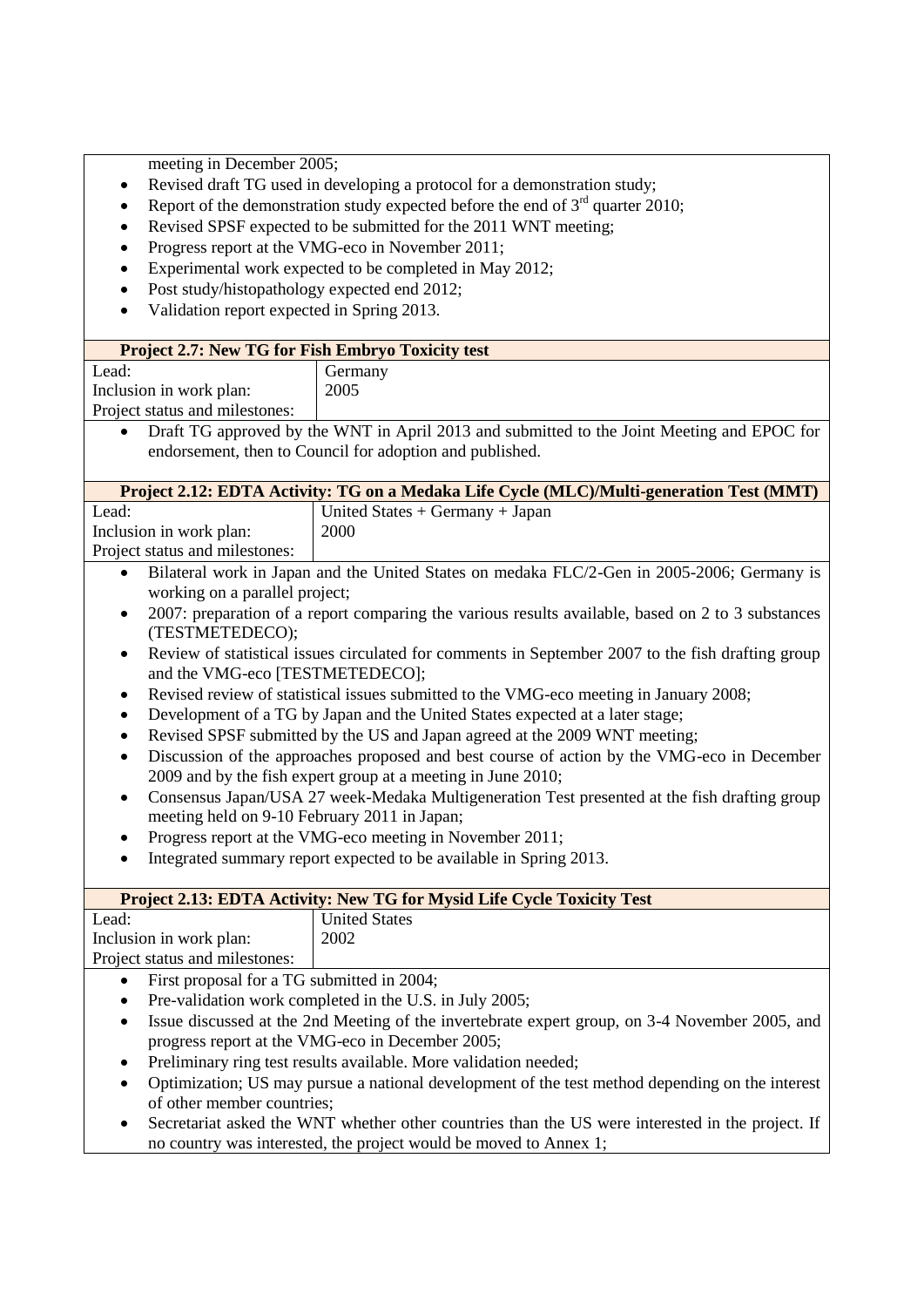meeting in December 2005;

- Revised draft TG used in developing a protocol for a demonstration study;
- Report of the demonstration study expected before the end of 3rd quarter 2010;
- Revised SPSF expected to be submitted for the 2011 WNT meeting;
- Progress report at the VMG-eco in November 2011;
- Experimental work expected to be completed in May 2012;
- Post study/histopathology expected end 2012;
- Validation report expected in Spring 2013.

**Project 2.7: New TG for Fish Embryo Toxicity test**

| | |
|---|---|
| Lead: | Germany |
| Inclusion in work plan: | 2005 |
| Project status and milestones: | |

- Draft TG approved by the WNT in April 2013 and submitted to the Joint Meeting and EPOC for endorsement, then to Council for adoption and published.

**Project 2.12: EDTA Activity: TG on a Medaka Life Cycle (MLC)/Multi-generation Test (MMT)**

| | |
|---|---|
| Lead: | United States + Germany + Japan |
| Inclusion in work plan: | 2000 |
| Project status and milestones: | |

- Bilateral work in Japan and the United States on medaka FLC/2-Gen in 2005-2006; Germany is working on a parallel project;
- 2007: preparation of a report comparing the various results available, based on 2 to 3 substances (TESTMETEDECO);
- Review of statistical issues circulated for comments in September 2007 to the fish drafting group and the VMG-eco [TESTMETEDECO];
- Revised review of statistical issues submitted to the VMG-eco meeting in January 2008;
- Development of a TG by Japan and the United States expected at a later stage;
- Revised SPSF submitted by the US and Japan agreed at the 2009 WNT meeting;
- Discussion of the approaches proposed and best course of action by the VMG-eco in December 2009 and by the fish expert group at a meeting in June 2010;
- Consensus Japan/USA 27 week-Medaka Multigeneration Test presented at the fish drafting group meeting held on 9-10 February 2011 in Japan;
- Progress report at the VMG-eco meeting in November 2011;
- Integrated summary report expected to be available in Spring 2013.

**Project 2.13: EDTA Activity: New TG for Mysid Life Cycle Toxicity Test**

| | |
|---|---|
| Lead: | United States |
| Inclusion in work plan: | 2002 |
| Project status and milestones: | |

- First proposal for a TG submitted in 2004;
- Pre-validation work completed in the U.S. in July 2005;
- Issue discussed at the 2nd Meeting of the invertebrate expert group, on 3-4 November 2005, and progress report at the VMG-eco in December 2005;
- Preliminary ring test results available. More validation needed;
- Optimization; US may pursue a national development of the test method depending on the interest of other member countries;
- Secretariat asked the WNT whether other countries than the US were interested in the project. If no country was interested, the project would be moved to Annex 1;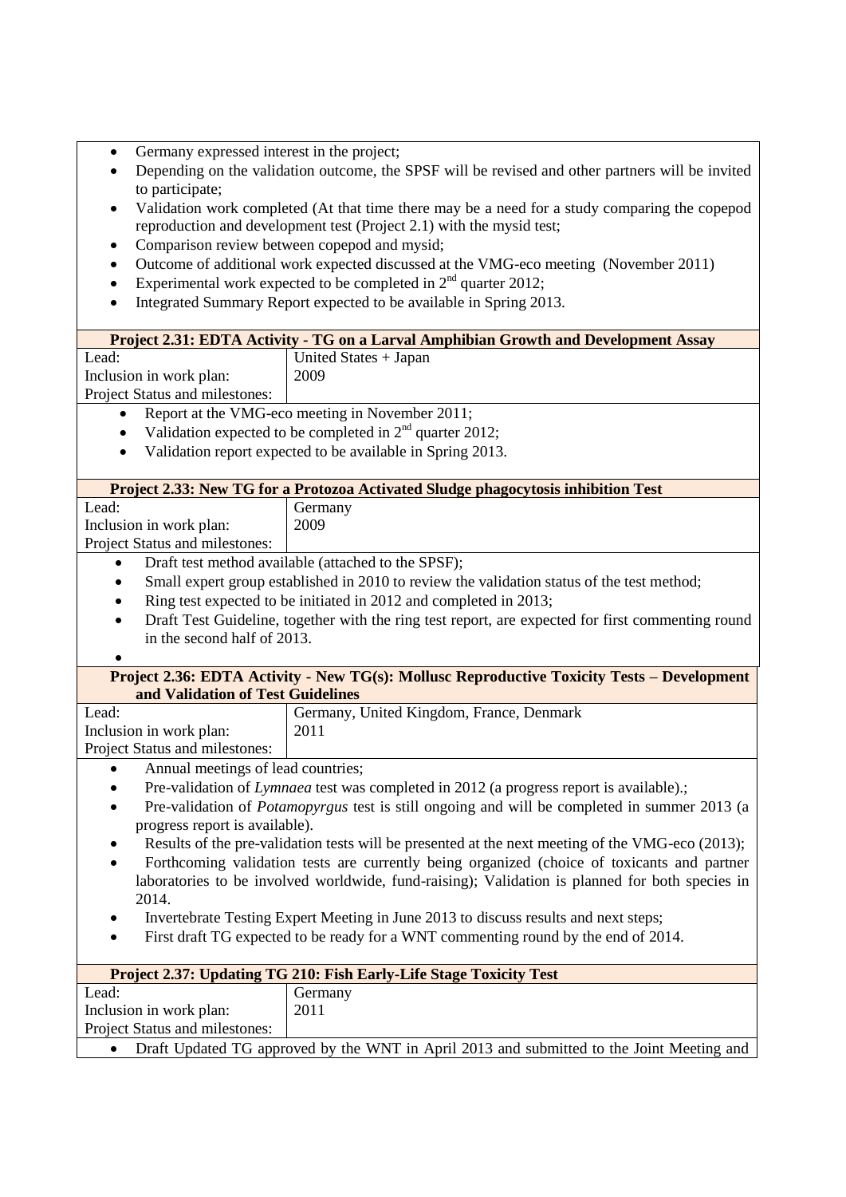- Germany expressed interest in the project;
- Depending on the validation outcome, the SPSF will be revised and other partners will be invited to participate;
- Validation work completed (At that time there may be a need for a study comparing the copepod reproduction and development test (Project 2.1) with the mysid test;
- Comparison review between copepod and mysid;
- Outcome of additional work expected discussed at the VMG-eco meeting (November 2011)
- Experimental work expected to be completed in 2nd quarter 2012;
- Integrated Summary Report expected to be available in Spring 2013.

**Project 2.31: EDTA Activity - TG on a Larval Amphibian Growth and Development Assay**

| | |
|---|---|
| Lead: | United States + Japan |
| Inclusion in work plan: | 2009 |
| Project Status and milestones: | |

- Report at the VMG-eco meeting in November 2011;
- Validation expected to be completed in 2nd quarter 2012;
- Validation report expected to be available in Spring 2013.

**Project 2.33: New TG for a Protozoa Activated Sludge phagocytosis inhibition Test**

| | |
|---|---|
| Lead: | Germany |
| Inclusion in work plan: | 2009 |
| Project Status and milestones: | |

- Draft test method available (attached to the SPSF);
- Small expert group established in 2010 to review the validation status of the test method;
- Ring test expected to be initiated in 2012 and completed in 2013;
- Draft Test Guideline, together with the ring test report, are expected for first commenting round in the second half of 2013.

**Project 2.36: EDTA Activity - New TG(s): Mollusc Reproductive Toxicity Tests – Development and Validation of Test Guidelines**

| | |
|---|---|
| Lead: | Germany, United Kingdom, France, Denmark |
| Inclusion in work plan: | 2011 |
| Project Status and milestones: | |

- Annual meetings of lead countries;
- Pre-validation of *Lymnaea* test was completed in 2012 (a progress report is available).;
- Pre-validation of *Potamopyrgus* test is still ongoing and will be completed in summer 2013 (a progress report is available).
- Results of the pre-validation tests will be presented at the next meeting of the VMG-eco (2013);
- Forthcoming validation tests are currently being organized (choice of toxicants and partner laboratories to be involved worldwide, fund-raising); Validation is planned for both species in 2014.
- Invertebrate Testing Expert Meeting in June 2013 to discuss results and next steps;
- First draft TG expected to be ready for a WNT commenting round by the end of 2014.

**Project 2.37: Updating TG 210: Fish Early-Life Stage Toxicity Test**

| | |
|---|---|
| Lead: | Germany |
| Inclusion in work plan: | 2011 |
| Project Status and milestones: | |

- Draft Updated TG approved by the WNT in April 2013 and submitted to the Joint Meeting and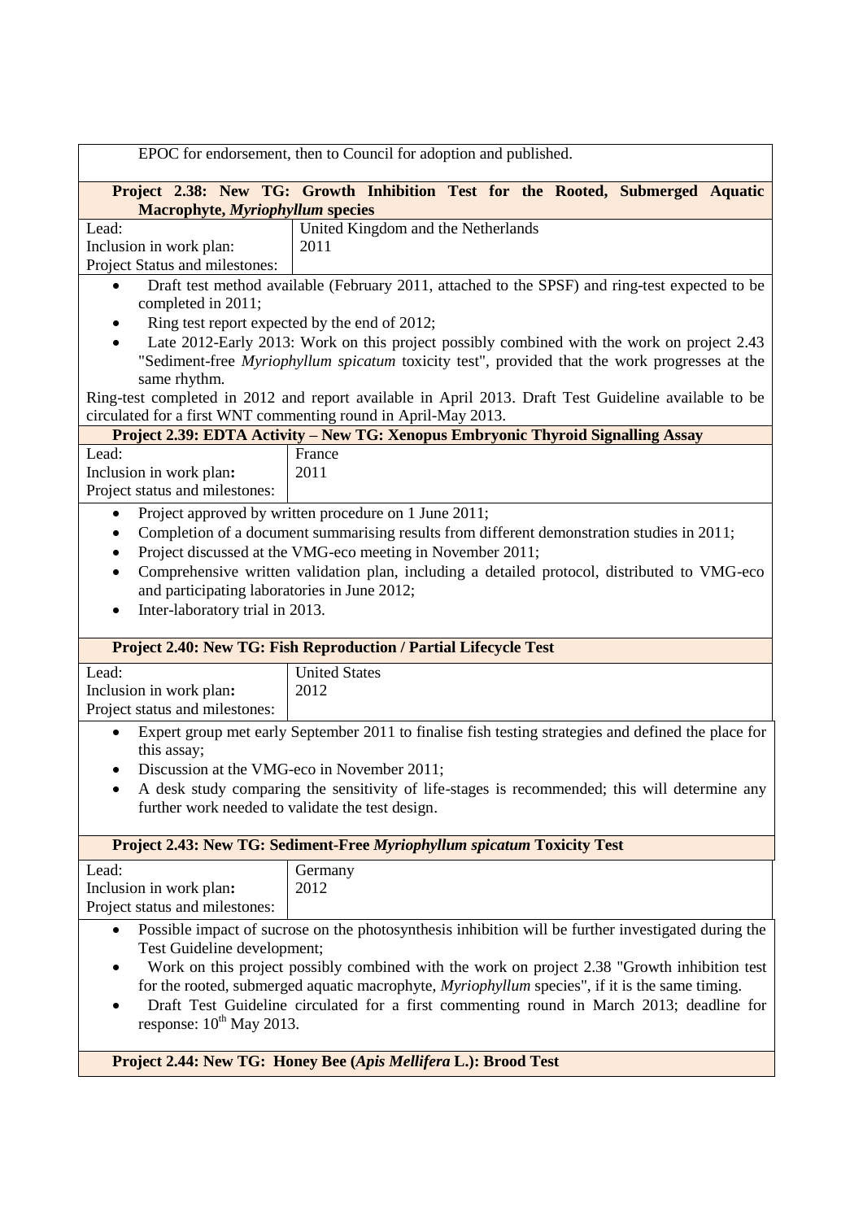EPOC for endorsement, then to Council for adoption and published.

**Project 2.38: New TG: Growth Inhibition Test for the Rooted, Submerged Aquatic Macrophyte, *Myriophyllum* species**

| | |
|---|---|
| Lead: | United Kingdom and the Netherlands |
| Inclusion in work plan: | 2011 |
| Project Status and milestones: | |

- Draft test method available (February 2011, attached to the SPSF) and ring-test expected to be completed in 2011;
- Ring test report expected by the end of 2012;
- Late 2012-Early 2013: Work on this project possibly combined with the work on project 2.43 "Sediment-free *Myriophyllum spicatum* toxicity test", provided that the work progresses at the same rhythm.

Ring-test completed in 2012 and report available in April 2013. Draft Test Guideline available to be circulated for a first WNT commenting round in April-May 2013.

**Project 2.39: EDTA Activity – New TG: Xenopus Embryonic Thyroid Signalling Assay**

| | |
|---|---|
| Lead: | France |
| Inclusion in work plan: | 2011 |
| Project status and milestones: | |

- Project approved by written procedure on 1 June 2011;
- Completion of a document summarising results from different demonstration studies in 2011;
- Project discussed at the VMG-eco meeting in November 2011;
- Comprehensive written validation plan, including a detailed protocol, distributed to VMG-eco and participating laboratories in June 2012;
- Inter-laboratory trial in 2013.

**Project 2.40: New TG: Fish Reproduction / Partial Lifecycle Test**

| | |
|---|---|
| Lead: | United States |
| Inclusion in work plan: | 2012 |
| Project status and milestones: | |

- Expert group met early September 2011 to finalise fish testing strategies and defined the place for this assay;
- Discussion at the VMG-eco in November 2011;
- A desk study comparing the sensitivity of life-stages is recommended; this will determine any further work needed to validate the test design.

**Project 2.43: New TG: Sediment-Free *Myriophyllum spicatum* Toxicity Test**

| | |
|---|---|
| Lead: | Germany |
| Inclusion in work plan: | 2012 |
| Project status and milestones: | |

- Possible impact of sucrose on the photosynthesis inhibition will be further investigated during the Test Guideline development;
- Work on this project possibly combined with the work on project 2.38 "Growth inhibition test for the rooted, submerged aquatic macrophyte, *Myriophyllum* species", if it is the same timing.
- Draft Test Guideline circulated for a first commenting round in March 2013; deadline for response: 10th May 2013.

**Project 2.44: New TG: Honey Bee (*Apis Mellifera* L.): Brood Test**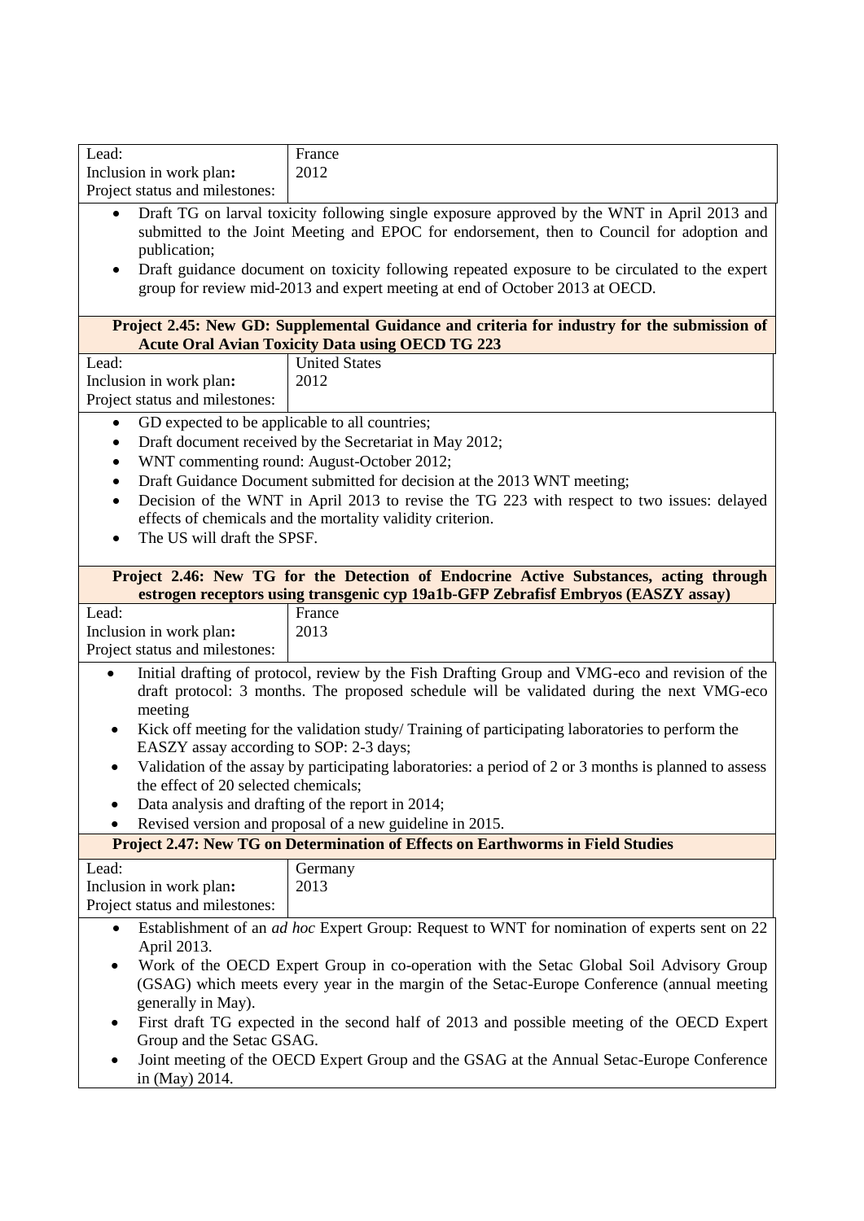| | |
|---|---|
| Lead: | France |
| Inclusion in work plan: | 2012 |
| Project status and milestones: | |

- Draft TG on larval toxicity following single exposure approved by the WNT in April 2013 and submitted to the Joint Meeting and EPOC for endorsement, then to Council for adoption and publication;
- Draft guidance document on toxicity following repeated exposure to be circulated to the expert group for review mid-2013 and expert meeting at end of October 2013 at OECD.

**Project 2.45: New GD: Supplemental Guidance and criteria for industry for the submission of Acute Oral Avian Toxicity Data using OECD TG 223**

| | |
|---|---|
| Lead: | United States |
| Inclusion in work plan: | 2012 |
| Project status and milestones: | |

- GD expected to be applicable to all countries;
- Draft document received by the Secretariat in May 2012;
- WNT commenting round: August-October 2012;
- Draft Guidance Document submitted for decision at the 2013 WNT meeting;
- Decision of the WNT in April 2013 to revise the TG 223 with respect to two issues: delayed effects of chemicals and the mortality validity criterion.
- The US will draft the SPSF.

**Project 2.46: New TG for the Detection of Endocrine Active Substances, acting through estrogen receptors using transgenic cyp 19a1b-GFP Zebrafisf Embryos (EASZY assay)**

| | |
|---|---|
| Lead: | France |
| Inclusion in work plan: | 2013 |
| Project status and milestones: | |

- Initial drafting of protocol, review by the Fish Drafting Group and VMG-eco and revision of the draft protocol: 3 months. The proposed schedule will be validated during the next VMG-eco meeting
- Kick off meeting for the validation study/ Training of participating laboratories to perform the EASZY assay according to SOP: 2-3 days;
- Validation of the assay by participating laboratories: a period of 2 or 3 months is planned to assess the effect of 20 selected chemicals;
- Data analysis and drafting of the report in 2014;
- Revised version and proposal of a new guideline in 2015.

**Project 2.47: New TG on Determination of Effects on Earthworms in Field Studies**

| | |
|---|---|
| Lead: | Germany |
| Inclusion in work plan: | 2013 |
| Project status and milestones: | |

- Establishment of an *ad hoc* Expert Group: Request to WNT for nomination of experts sent on 22 April 2013.
- Work of the OECD Expert Group in co-operation with the Setac Global Soil Advisory Group (GSAG) which meets every year in the margin of the Setac-Europe Conference (annual meeting generally in May).
- First draft TG expected in the second half of 2013 and possible meeting of the OECD Expert Group and the Setac GSAG.
- Joint meeting of the OECD Expert Group and the GSAG at the Annual Setac-Europe Conference in (May) 2014.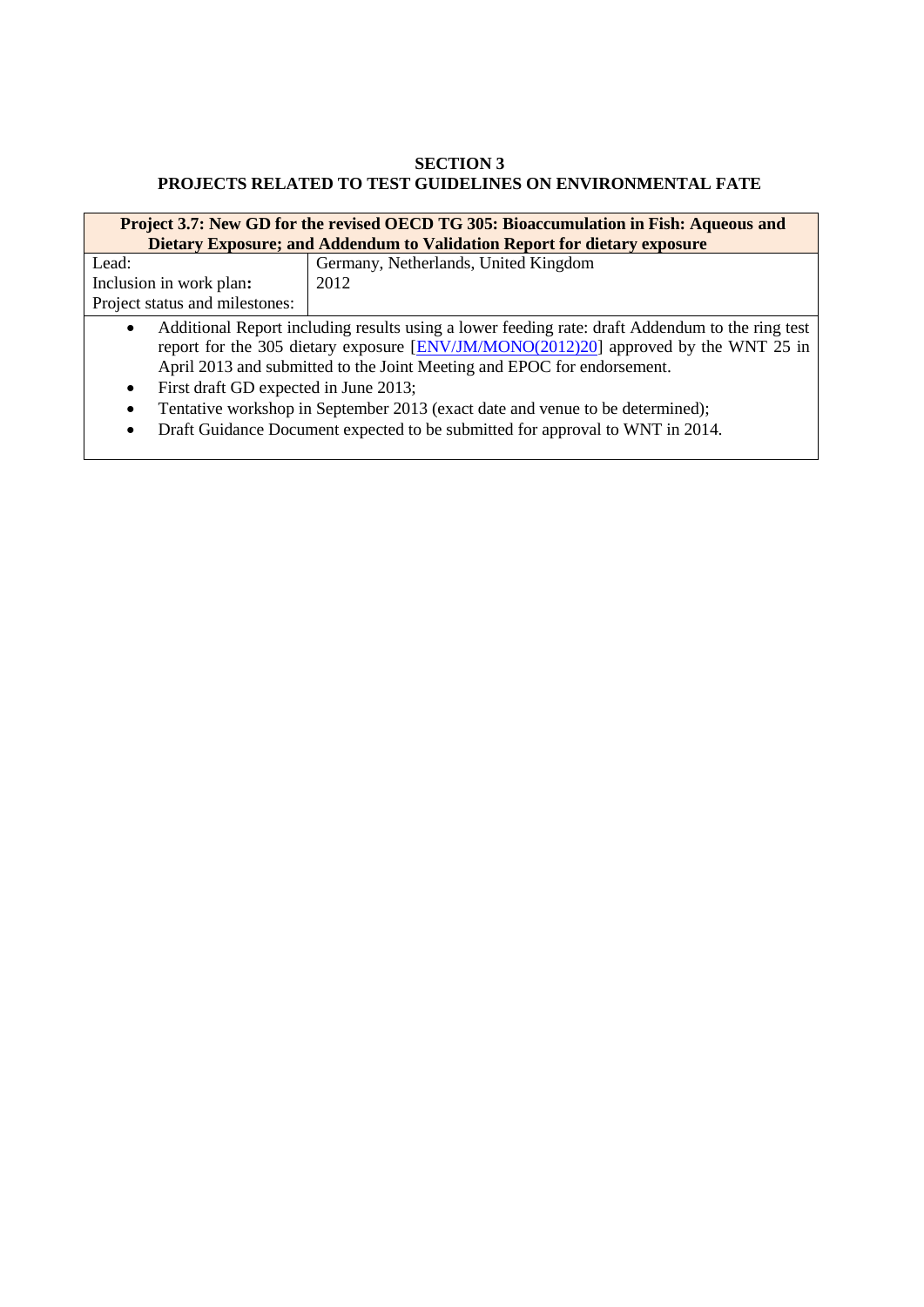**SECTION 3**
**PROJECTS RELATED TO TEST GUIDELINES ON ENVIRONMENTAL FATE**

| **Project 3.7: New GD for the revised OECD TG 305: Bioaccumulation in Fish: Aqueous and Dietary Exposure; and Addendum to Validation Report for dietary exposure** | |
|---|---|
| Lead: | Germany, Netherlands, United Kingdom |
| Inclusion in work plan**:** | 2012 |
| Project status and milestones: | |

- Additional Report including results using a lower feeding rate: draft Addendum to the ring test report for the 305 dietary exposure [ENV/JM/MONO(2012)20] approved by the WNT 25 in April 2013 and submitted to the Joint Meeting and EPOC for endorsement.
- First draft GD expected in June 2013;
- Tentative workshop in September 2013 (exact date and venue to be determined);
- Draft Guidance Document expected to be submitted for approval to WNT in 2014.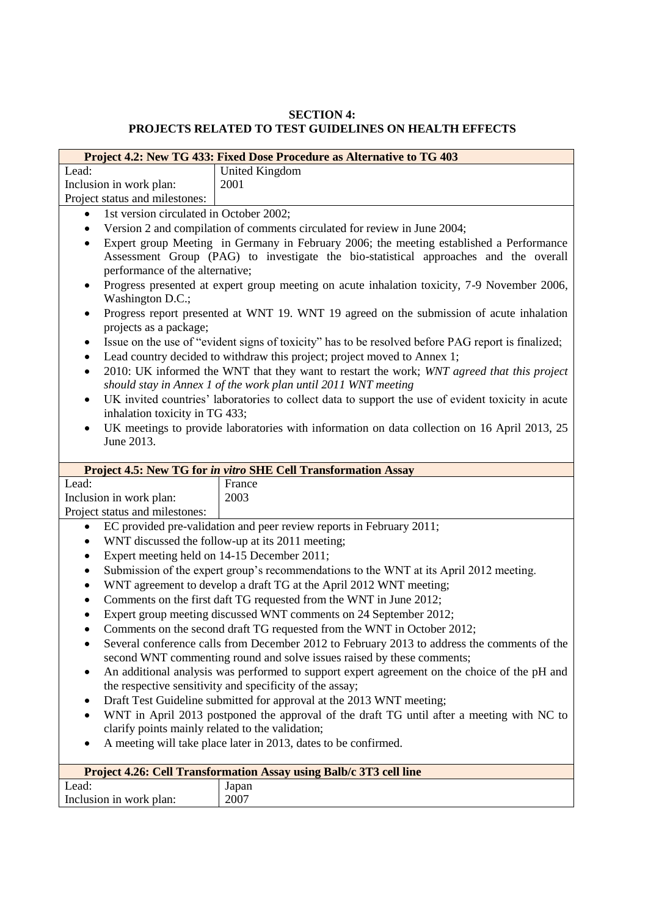**SECTION 4:**
**PROJECTS RELATED TO TEST GUIDELINES ON HEALTH EFFECTS**

| **Project 4.2: New TG 433: Fixed Dose Procedure as Alternative to TG 403** | |
|---|---|
| Lead: | United Kingdom |
| Inclusion in work plan: | 2001 |
| Project status and milestones: | |

- 1st version circulated in October 2002;
- Version 2 and compilation of comments circulated for review in June 2004;
- Expert group Meeting in Germany in February 2006; the meeting established a Performance Assessment Group (PAG) to investigate the bio-statistical approaches and the overall performance of the alternative;
- Progress presented at expert group meeting on acute inhalation toxicity, 7-9 November 2006, Washington D.C.;
- Progress report presented at WNT 19. WNT 19 agreed on the submission of acute inhalation projects as a package;
- Issue on the use of "evident signs of toxicity" has to be resolved before PAG report is finalized;
- Lead country decided to withdraw this project; project moved to Annex 1;
- 2010: UK informed the WNT that they want to restart the work; *WNT agreed that this project should stay in Annex 1 of the work plan until 2011 WNT meeting*
- UK invited countries' laboratories to collect data to support the use of evident toxicity in acute inhalation toxicity in TG 433;
- UK meetings to provide laboratories with information on data collection on 16 April 2013, 25 June 2013.

| **Project 4.5: New TG for *in vitro* SHE Cell Transformation Assay** | |
|---|---|
| Lead: | France |
| Inclusion in work plan: | 2003 |
| Project status and milestones: | |

- EC provided pre-validation and peer review reports in February 2011;
- WNT discussed the follow-up at its 2011 meeting;
- Expert meeting held on 14-15 December 2011;
- Submission of the expert group's recommendations to the WNT at its April 2012 meeting.
- WNT agreement to develop a draft TG at the April 2012 WNT meeting;
- Comments on the first daft TG requested from the WNT in June 2012;
- Expert group meeting discussed WNT comments on 24 September 2012;
- Comments on the second draft TG requested from the WNT in October 2012;
- Several conference calls from December 2012 to February 2013 to address the comments of the second WNT commenting round and solve issues raised by these comments;
- An additional analysis was performed to support expert agreement on the choice of the pH and the respective sensitivity and specificity of the assay;
- Draft Test Guideline submitted for approval at the 2013 WNT meeting;
- WNT in April 2013 postponed the approval of the draft TG until after a meeting with NC to clarify points mainly related to the validation;
- A meeting will take place later in 2013, dates to be confirmed.

| **Project 4.26: Cell Transformation Assay using Balb/c 3T3 cell line** | |
|---|---|
| Lead: | Japan |
| Inclusion in work plan: | 2007 |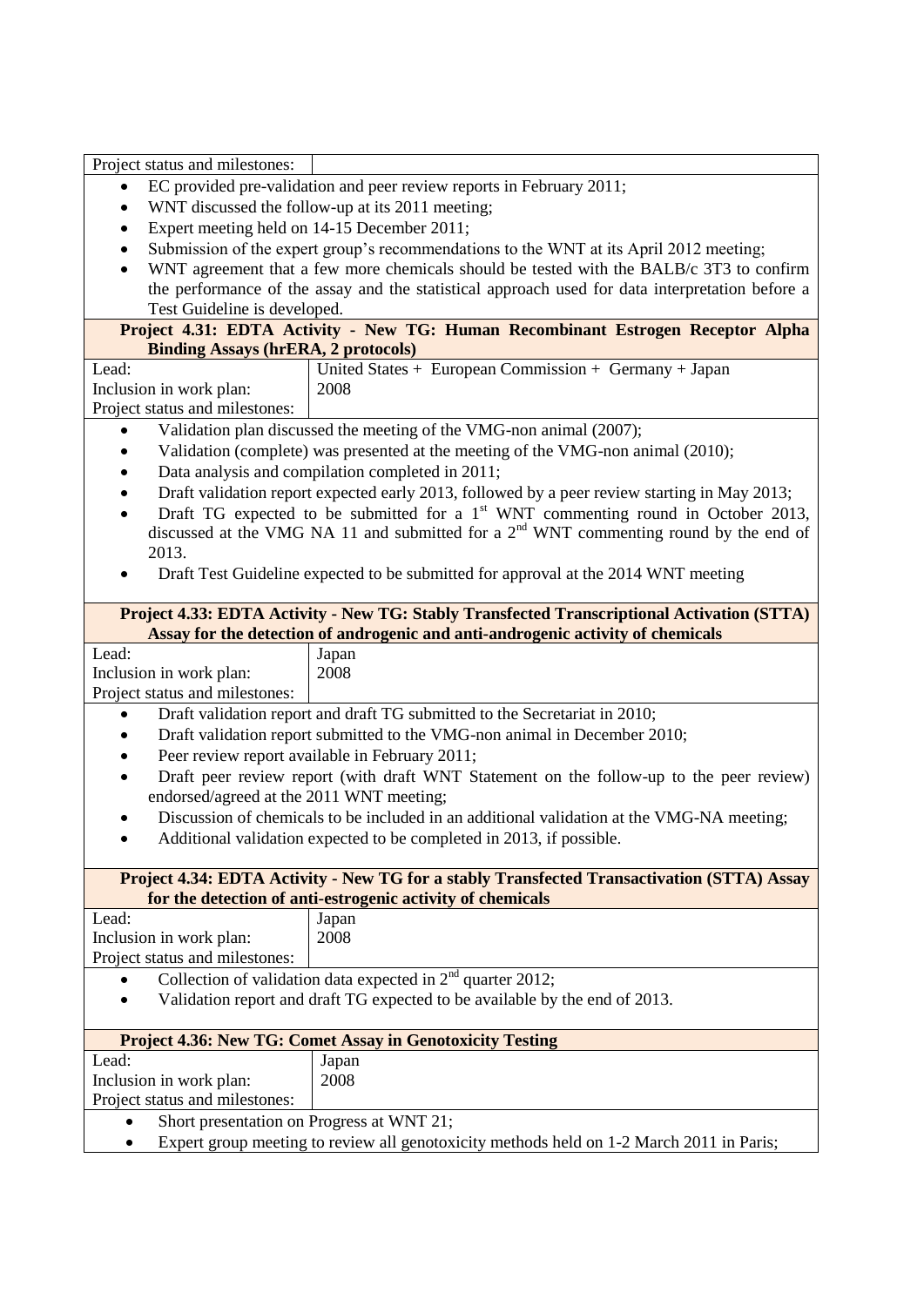| Project status and milestones: | |
|---|---|

- EC provided pre-validation and peer review reports in February 2011;
- WNT discussed the follow-up at its 2011 meeting;
- Expert meeting held on 14-15 December 2011;
- Submission of the expert group's recommendations to the WNT at its April 2012 meeting;
- WNT agreement that a few more chemicals should be tested with the BALB/c 3T3 to confirm the performance of the assay and the statistical approach used for data interpretation before a Test Guideline is developed.

**Project 4.31: EDTA Activity - New TG: Human Recombinant Estrogen Receptor Alpha Binding Assays (hrERA, 2 protocols)**

| | |
|---|---|
| Lead: | United States + European Commission + Germany + Japan |
| Inclusion in work plan: | 2008 |
| Project status and milestones: | |

- Validation plan discussed the meeting of the VMG-non animal (2007);
- Validation (complete) was presented at the meeting of the VMG-non animal (2010);
- Data analysis and compilation completed in 2011;
- Draft validation report expected early 2013, followed by a peer review starting in May 2013;
- Draft TG expected to be submitted for a 1st WNT commenting round in October 2013, discussed at the VMG NA 11 and submitted for a 2nd WNT commenting round by the end of 2013.
- Draft Test Guideline expected to be submitted for approval at the 2014 WNT meeting

**Project 4.33: EDTA Activity - New TG: Stably Transfected Transcriptional Activation (STTA) Assay for the detection of androgenic and anti-androgenic activity of chemicals**

| | |
|---|---|
| Lead: | Japan |
| Inclusion in work plan: | 2008 |
| Project status and milestones: | |

- Draft validation report and draft TG submitted to the Secretariat in 2010;
- Draft validation report submitted to the VMG-non animal in December 2010;
- Peer review report available in February 2011;
- Draft peer review report (with draft WNT Statement on the follow-up to the peer review) endorsed/agreed at the 2011 WNT meeting;
- Discussion of chemicals to be included in an additional validation at the VMG-NA meeting;
- Additional validation expected to be completed in 2013, if possible.

**Project 4.34: EDTA Activity - New TG for a stably Transfected Transactivation (STTA) Assay for the detection of anti-estrogenic activity of chemicals**

| | |
|---|---|
| Lead: | Japan |
| Inclusion in work plan: | 2008 |
| Project status and milestones: | |

- Collection of validation data expected in 2nd quarter 2012;
- Validation report and draft TG expected to be available by the end of 2013.

**Project 4.36: New TG: Comet Assay in Genotoxicity Testing**

| | |
|---|---|
| Lead: | Japan |
| Inclusion in work plan: | 2008 |
| Project status and milestones: | |

- Short presentation on Progress at WNT 21;
- Expert group meeting to review all genotoxicity methods held on 1-2 March 2011 in Paris;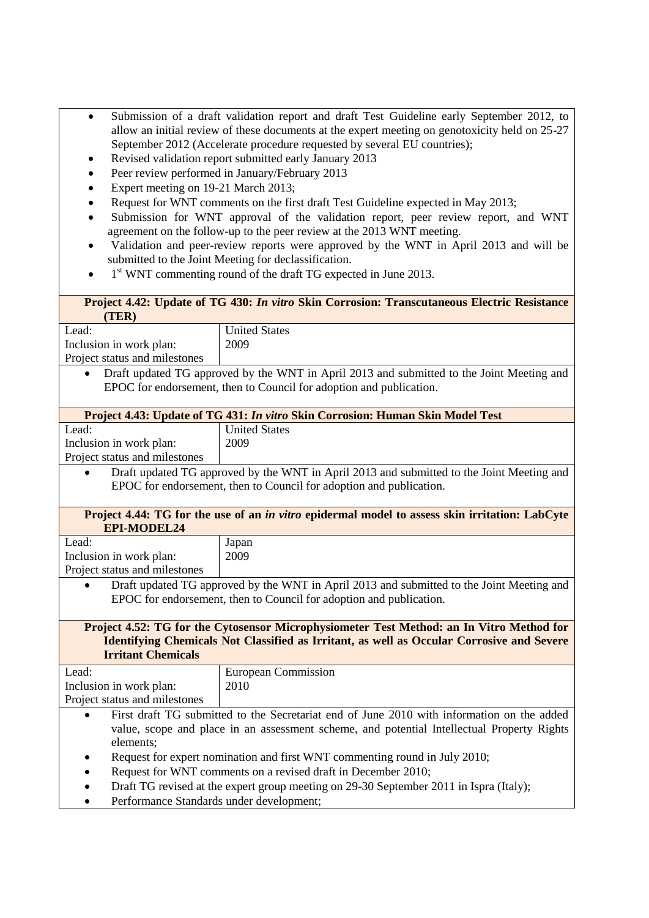- Submission of a draft validation report and draft Test Guideline early September 2012, to allow an initial review of these documents at the expert meeting on genotoxicity held on 25-27 September 2012 (Accelerate procedure requested by several EU countries);
- Revised validation report submitted early January 2013
- Peer review performed in January/February 2013
- Expert meeting on 19-21 March 2013;
- Request for WNT comments on the first draft Test Guideline expected in May 2013;
- Submission for WNT approval of the validation report, peer review report, and WNT agreement on the follow-up to the peer review at the 2013 WNT meeting.
- Validation and peer-review reports were approved by the WNT in April 2013 and will be submitted to the Joint Meeting for declassification.
- 1st WNT commenting round of the draft TG expected in June 2013.

**Project 4.42: Update of TG 430: *In vitro* Skin Corrosion: Transcutaneous Electric Resistance (TER)**

| | |
|---|---|
| Lead: | United States |
| Inclusion in work plan: | 2009 |
| Project status and milestones | |

- Draft updated TG approved by the WNT in April 2013 and submitted to the Joint Meeting and EPOC for endorsement, then to Council for adoption and publication.

**Project 4.43: Update of TG 431: *In vitro* Skin Corrosion: Human Skin Model Test**

| | |
|---|---|
| Lead: | United States |
| Inclusion in work plan: | 2009 |
| Project status and milestones | |

- Draft updated TG approved by the WNT in April 2013 and submitted to the Joint Meeting and EPOC for endorsement, then to Council for adoption and publication.

**Project 4.44: TG for the use of an *in vitro* epidermal model to assess skin irritation: LabCyte EPI-MODEL24**

| | |
|---|---|
| Lead: | Japan |
| Inclusion in work plan: | 2009 |
| Project status and milestones | |

- Draft updated TG approved by the WNT in April 2013 and submitted to the Joint Meeting and EPOC for endorsement, then to Council for adoption and publication.

**Project 4.52: TG for the Cytosensor Microphysiometer Test Method: an In Vitro Method for Identifying Chemicals Not Classified as Irritant, as well as Occular Corrosive and Severe Irritant Chemicals**

| | |
|---|---|
| Lead: | European Commission |
| Inclusion in work plan: | 2010 |
| Project status and milestones | |

- First draft TG submitted to the Secretariat end of June 2010 with information on the added value, scope and place in an assessment scheme, and potential Intellectual Property Rights elements;
- Request for expert nomination and first WNT commenting round in July 2010;
- Request for WNT comments on a revised draft in December 2010;
- Draft TG revised at the expert group meeting on 29-30 September 2011 in Ispra (Italy);
- Performance Standards under development;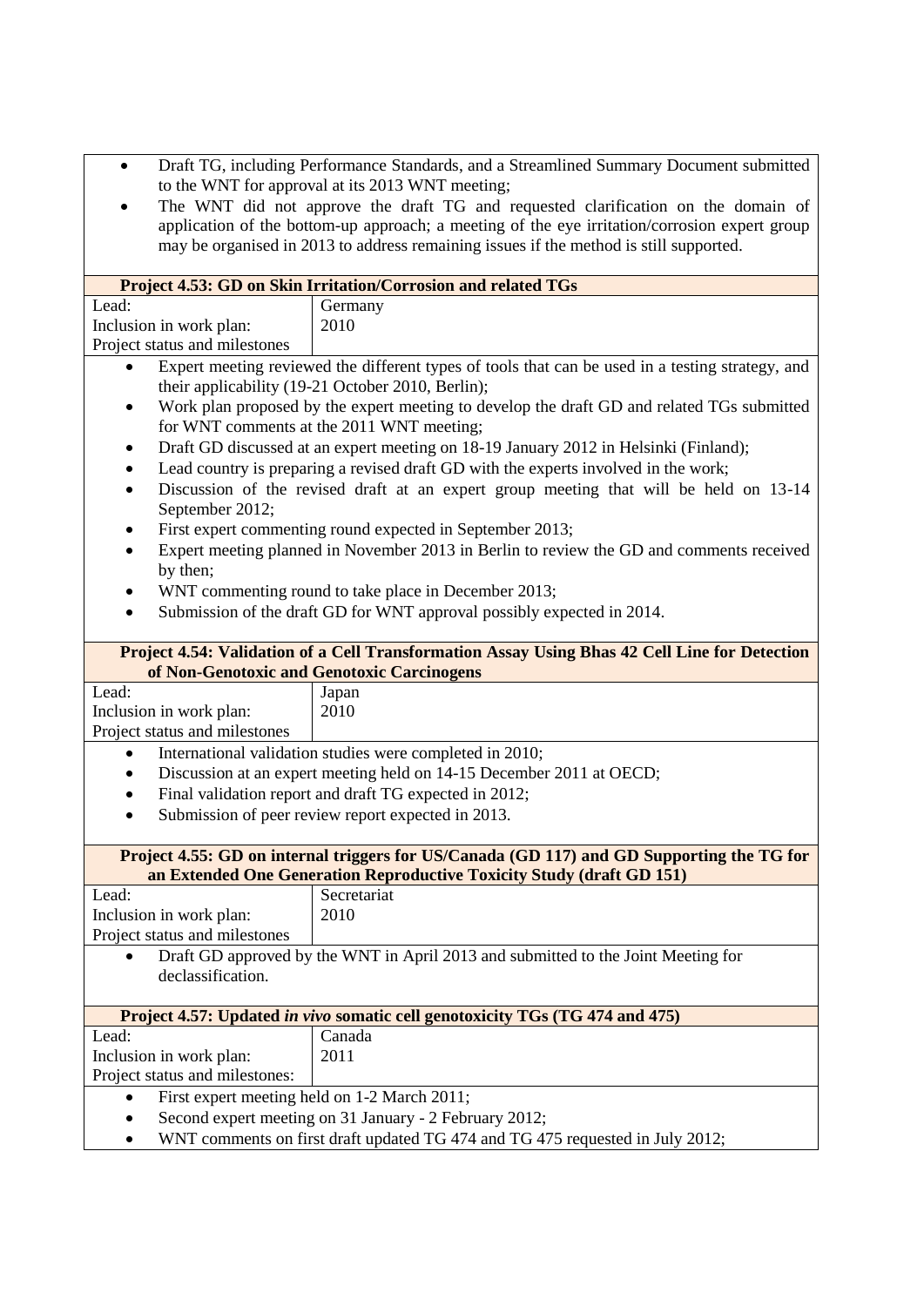- Draft TG, including Performance Standards, and a Streamlined Summary Document submitted to the WNT for approval at its 2013 WNT meeting;
- The WNT did not approve the draft TG and requested clarification on the domain of application of the bottom-up approach; a meeting of the eye irritation/corrosion expert group may be organised in 2013 to address remaining issues if the method is still supported.

**Project 4.53: GD on Skin Irritation/Corrosion and related TGs**

| | |
|---|---|
| Lead: | Germany |
| Inclusion in work plan: | 2010 |
| Project status and milestones | |

- Expert meeting reviewed the different types of tools that can be used in a testing strategy, and their applicability (19-21 October 2010, Berlin);
- Work plan proposed by the expert meeting to develop the draft GD and related TGs submitted for WNT comments at the 2011 WNT meeting;
- Draft GD discussed at an expert meeting on 18-19 January 2012 in Helsinki (Finland);
- Lead country is preparing a revised draft GD with the experts involved in the work;
- Discussion of the revised draft at an expert group meeting that will be held on 13-14 September 2012;
- First expert commenting round expected in September 2013;
- Expert meeting planned in November 2013 in Berlin to review the GD and comments received by then;
- WNT commenting round to take place in December 2013;
- Submission of the draft GD for WNT approval possibly expected in 2014.

**Project 4.54: Validation of a Cell Transformation Assay Using Bhas 42 Cell Line for Detection of Non-Genotoxic and Genotoxic Carcinogens**

| | |
|---|---|
| Lead: | Japan |
| Inclusion in work plan: | 2010 |
| Project status and milestones | |

- International validation studies were completed in 2010;
- Discussion at an expert meeting held on 14-15 December 2011 at OECD;
- Final validation report and draft TG expected in 2012;
- Submission of peer review report expected in 2013.

**Project 4.55: GD on internal triggers for US/Canada (GD 117) and GD Supporting the TG for an Extended One Generation Reproductive Toxicity Study (draft GD 151)**

| | |
|---|---|
| Lead: | Secretariat |
| Inclusion in work plan: | 2010 |
| Project status and milestones | |

- Draft GD approved by the WNT in April 2013 and submitted to the Joint Meeting for declassification.

**Project 4.57: Updated *in vivo* somatic cell genotoxicity TGs (TG 474 and 475)**

| | |
|---|---|
| Lead: | Canada |
| Inclusion in work plan: | 2011 |
| Project status and milestones: | |

- First expert meeting held on 1-2 March 2011;
- Second expert meeting on 31 January - 2 February 2012;
- WNT comments on first draft updated TG 474 and TG 475 requested in July 2012;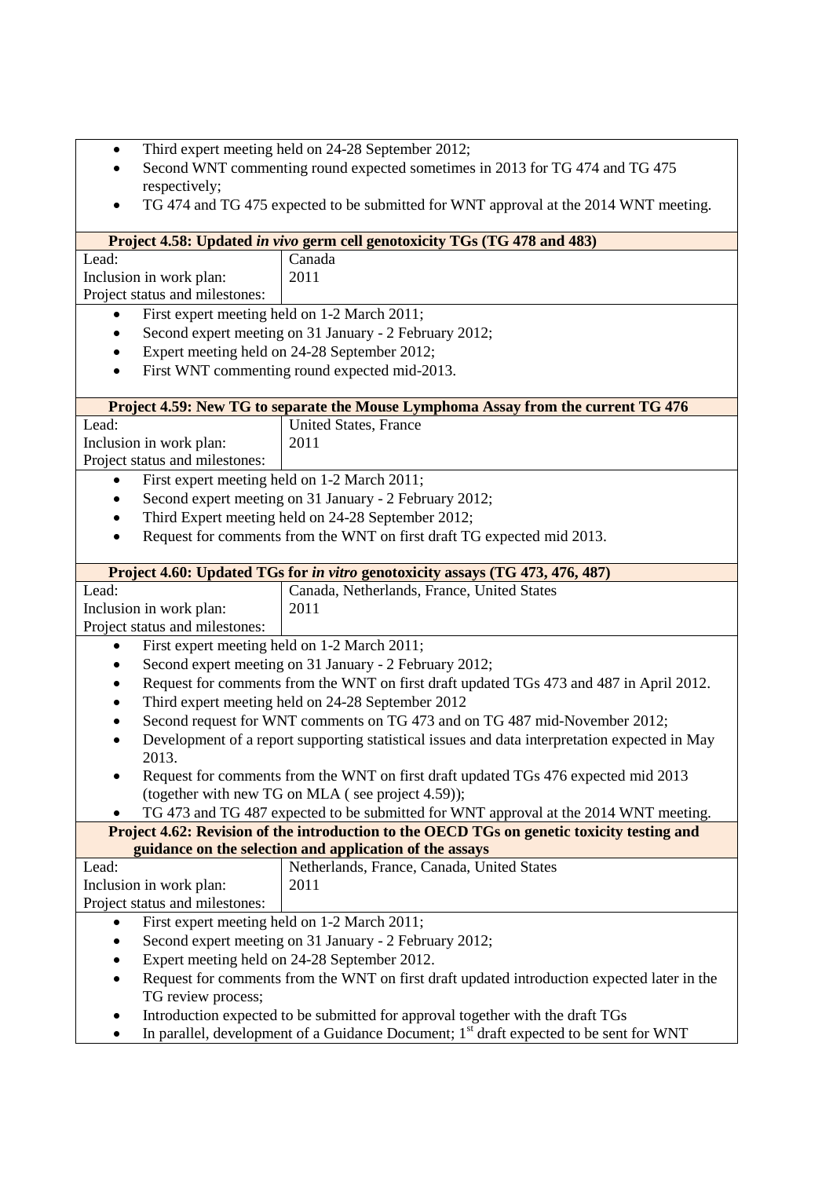- Third expert meeting held on 24-28 September 2012;
- Second WNT commenting round expected sometimes in 2013 for TG 474 and TG 475 respectively;
- TG 474 and TG 475 expected to be submitted for WNT approval at the 2014 WNT meeting.

**Project 4.58: Updated *in vivo* germ cell genotoxicity TGs (TG 478 and 483)**

| | |
|---|---|
| Lead: | Canada |
| Inclusion in work plan: | 2011 |
| Project status and milestones: | |

- First expert meeting held on 1-2 March 2011;
- Second expert meeting on 31 January - 2 February 2012;
- Expert meeting held on 24-28 September 2012;
- First WNT commenting round expected mid-2013.

**Project 4.59: New TG to separate the Mouse Lymphoma Assay from the current TG 476**

| | |
|---|---|
| Lead: | United States, France |
| Inclusion in work plan: | 2011 |
| Project status and milestones: | |

- First expert meeting held on 1-2 March 2011;
- Second expert meeting on 31 January - 2 February 2012;
- Third Expert meeting held on 24-28 September 2012;
- Request for comments from the WNT on first draft TG expected mid 2013.

**Project 4.60: Updated TGs for *in vitro* genotoxicity assays (TG 473, 476, 487)**

| | |
|---|---|
| Lead: | Canada, Netherlands, France, United States |
| Inclusion in work plan: | 2011 |
| Project status and milestones: | |

- First expert meeting held on 1-2 March 2011;
- Second expert meeting on 31 January - 2 February 2012;
- Request for comments from the WNT on first draft updated TGs 473 and 487 in April 2012.
- Third expert meeting held on 24-28 September 2012
- Second request for WNT comments on TG 473 and on TG 487 mid-November 2012;
- Development of a report supporting statistical issues and data interpretation expected in May 2013.
- Request for comments from the WNT on first draft updated TGs 476 expected mid 2013 (together with new TG on MLA ( see project 4.59));
- TG 473 and TG 487 expected to be submitted for WNT approval at the 2014 WNT meeting.

**Project 4.62: Revision of the introduction to the OECD TGs on genetic toxicity testing and guidance on the selection and application of the assays**

| | |
|---|---|
| Lead: | Netherlands, France, Canada, United States |
| Inclusion in work plan: | 2011 |
| Project status and milestones: | |

- First expert meeting held on 1-2 March 2011;
- Second expert meeting on 31 January - 2 February 2012;
- Expert meeting held on 24-28 September 2012.
- Request for comments from the WNT on first draft updated introduction expected later in the TG review process;
- Introduction expected to be submitted for approval together with the draft TGs
- In parallel, development of a Guidance Document; 1st draft expected to be sent for WNT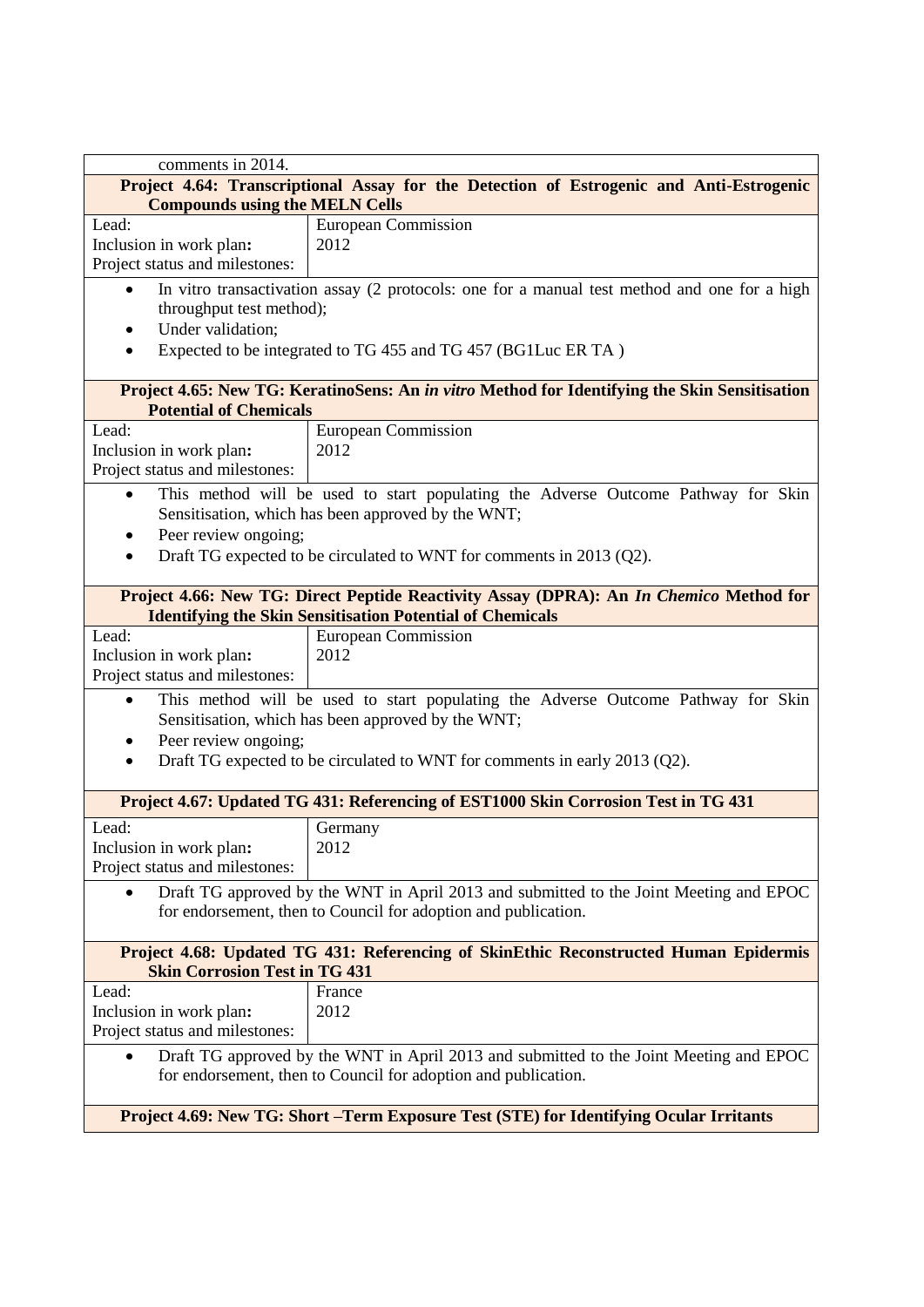comments in 2014.

**Project 4.64: Transcriptional Assay for the Detection of Estrogenic and Anti-Estrogenic Compounds using the MELN Cells**

| | |
|---|---|
| Lead: | European Commission |
| Inclusion in work plan**:** | 2012 |
| Project status and milestones: | |

- In vitro transactivation assay (2 protocols: one for a manual test method and one for a high throughput test method);
- Under validation;
- Expected to be integrated to TG 455 and TG 457 (BG1Luc ER TA )

**Project 4.65: New TG: KeratinoSens: An *in vitro* Method for Identifying the Skin Sensitisation Potential of Chemicals**

| | |
|---|---|
| Lead: | European Commission |
| Inclusion in work plan**:** | 2012 |
| Project status and milestones: | |

- This method will be used to start populating the Adverse Outcome Pathway for Skin Sensitisation, which has been approved by the WNT;
- Peer review ongoing;
- Draft TG expected to be circulated to WNT for comments in 2013 (Q2).

**Project 4.66: New TG: Direct Peptide Reactivity Assay (DPRA): An *In Chemico* Method for Identifying the Skin Sensitisation Potential of Chemicals**

| | |
|---|---|
| Lead: | European Commission |
| Inclusion in work plan**:** | 2012 |
| Project status and milestones: | |

- This method will be used to start populating the Adverse Outcome Pathway for Skin Sensitisation, which has been approved by the WNT;
- Peer review ongoing;
- Draft TG expected to be circulated to WNT for comments in early 2013 (Q2).

**Project 4.67: Updated TG 431: Referencing of EST1000 Skin Corrosion Test in TG 431**

| | |
|---|---|
| Lead: | Germany |
| Inclusion in work plan**:** | 2012 |
| Project status and milestones: | |

- Draft TG approved by the WNT in April 2013 and submitted to the Joint Meeting and EPOC for endorsement, then to Council for adoption and publication.

**Project 4.68: Updated TG 431: Referencing of SkinEthic Reconstructed Human Epidermis Skin Corrosion Test in TG 431**

| | |
|---|---|
| Lead: | France |
| Inclusion in work plan**:** | 2012 |
| Project status and milestones: | |

- Draft TG approved by the WNT in April 2013 and submitted to the Joint Meeting and EPOC for endorsement, then to Council for adoption and publication.

**Project 4.69: New TG: Short –Term Exposure Test (STE) for Identifying Ocular Irritants**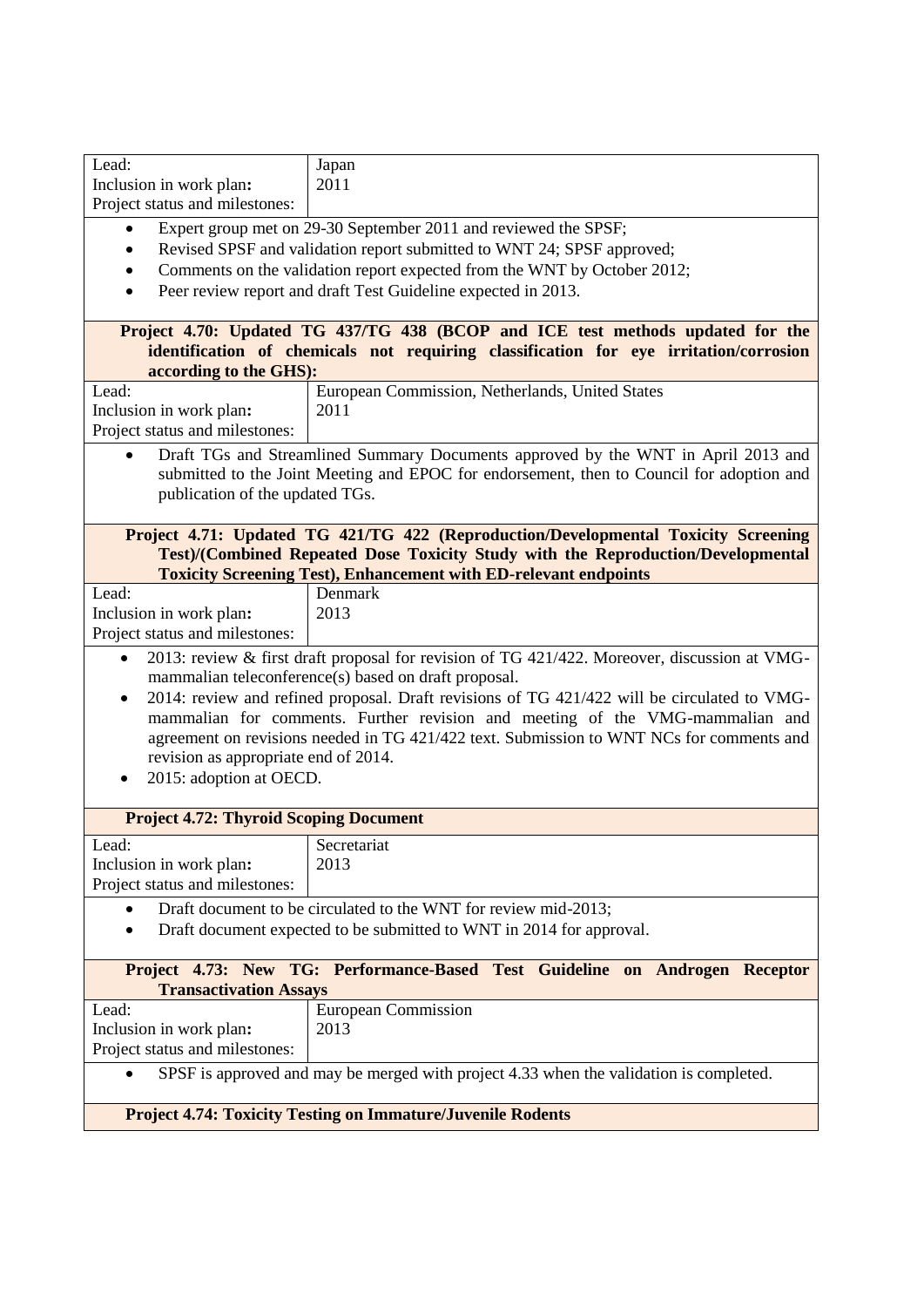| | |
|---|---|
| Lead: | Japan |
| Inclusion in work plan: | 2011 |
| Project status and milestones: | |

- Expert group met on 29-30 September 2011 and reviewed the SPSF;
- Revised SPSF and validation report submitted to WNT 24; SPSF approved;
- Comments on the validation report expected from the WNT by October 2012;
- Peer review report and draft Test Guideline expected in 2013.

**Project 4.70: Updated TG 437/TG 438 (BCOP and ICE test methods updated for the identification of chemicals not requiring classification for eye irritation/corrosion according to the GHS):**

| | |
|---|---|
| Lead: | European Commission, Netherlands, United States |
| Inclusion in work plan: | 2011 |
| Project status and milestones: | |

- Draft TGs and Streamlined Summary Documents approved by the WNT in April 2013 and submitted to the Joint Meeting and EPOC for endorsement, then to Council for adoption and publication of the updated TGs.

**Project 4.71: Updated TG 421/TG 422 (Reproduction/Developmental Toxicity Screening Test)/(Combined Repeated Dose Toxicity Study with the Reproduction/Developmental Toxicity Screening Test), Enhancement with ED-relevant endpoints**

| | |
|---|---|
| Lead: | Denmark |
| Inclusion in work plan: | 2013 |
| Project status and milestones: | |

- 2013: review & first draft proposal for revision of TG 421/422. Moreover, discussion at VMG-mammalian teleconference(s) based on draft proposal.
- 2014: review and refined proposal. Draft revisions of TG 421/422 will be circulated to VMG-mammalian for comments. Further revision and meeting of the VMG-mammalian and agreement on revisions needed in TG 421/422 text. Submission to WNT NCs for comments and revision as appropriate end of 2014.
- 2015: adoption at OECD.

**Project 4.72: Thyroid Scoping Document**

| | |
|---|---|
| Lead: | Secretariat |
| Inclusion in work plan: | 2013 |
| Project status and milestones: | |

- Draft document to be circulated to the WNT for review mid-2013;
- Draft document expected to be submitted to WNT in 2014 for approval.

**Project 4.73: New TG: Performance-Based Test Guideline on Androgen Receptor Transactivation Assays**

| | |
|---|---|
| Lead: | European Commission |
| Inclusion in work plan: | 2013 |
| Project status and milestones: | |

- SPSF is approved and may be merged with project 4.33 when the validation is completed.

**Project 4.74: Toxicity Testing on Immature/Juvenile Rodents**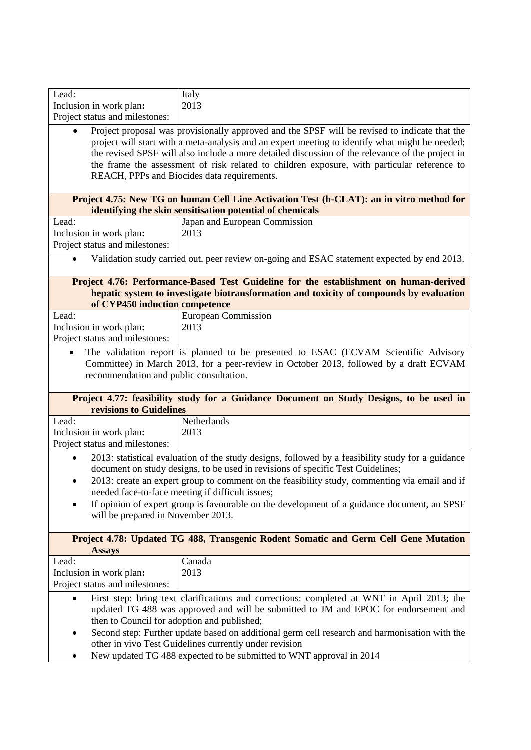| | |
|---|---|
| Lead: | Italy |
| Inclusion in work plan**:** | 2013 |
| Project status and milestones: | |

- Project proposal was provisionally approved and the SPSF will be revised to indicate that the project will start with a meta-analysis and an expert meeting to identify what might be needed; the revised SPSF will also include a more detailed discussion of the relevance of the project in the frame the assessment of risk related to children exposure, with particular reference to REACH, PPPs and Biocides data requirements.

**Project 4.75: New TG on human Cell Line Activation Test (h-CLAT): an in vitro method for identifying the skin sensitisation potential of chemicals**

| | |
|---|---|
| Lead: | Japan and European Commission |
| Inclusion in work plan**:** | 2013 |
| Project status and milestones: | |

- Validation study carried out, peer review on-going and ESAC statement expected by end 2013.

**Project 4.76: Performance-Based Test Guideline for the establishment on human-derived hepatic system to investigate biotransformation and toxicity of compounds by evaluation of CYP450 induction competence**

| | |
|---|---|
| Lead: | European Commission |
| Inclusion in work plan**:** | 2013 |
| Project status and milestones: | |

- The validation report is planned to be presented to ESAC (ECVAM Scientific Advisory Committee) in March 2013, for a peer-review in October 2013, followed by a draft ECVAM recommendation and public consultation.

**Project 4.77: feasibility study for a Guidance Document on Study Designs, to be used in revisions to Guidelines**

| | |
|---|---|
| Lead: | Netherlands |
| Inclusion in work plan**:** | 2013 |
| Project status and milestones: | |

- 2013: statistical evaluation of the study designs, followed by a feasibility study for a guidance document on study designs, to be used in revisions of specific Test Guidelines;
- 2013: create an expert group to comment on the feasibility study, commenting via email and if needed face-to-face meeting if difficult issues;
- If opinion of expert group is favourable on the development of a guidance document, an SPSF will be prepared in November 2013.

**Project 4.78: Updated TG 488, Transgenic Rodent Somatic and Germ Cell Gene Mutation Assays**

| | |
|---|---|
| Lead: | Canada |
| Inclusion in work plan**:** | 2013 |
| Project status and milestones: | |

- First step: bring text clarifications and corrections: completed at WNT in April 2013; the updated TG 488 was approved and will be submitted to JM and EPOC for endorsement and then to Council for adoption and published;
- Second step: Further update based on additional germ cell research and harmonisation with the other in vivo Test Guidelines currently under revision
- New updated TG 488 expected to be submitted to WNT approval in 2014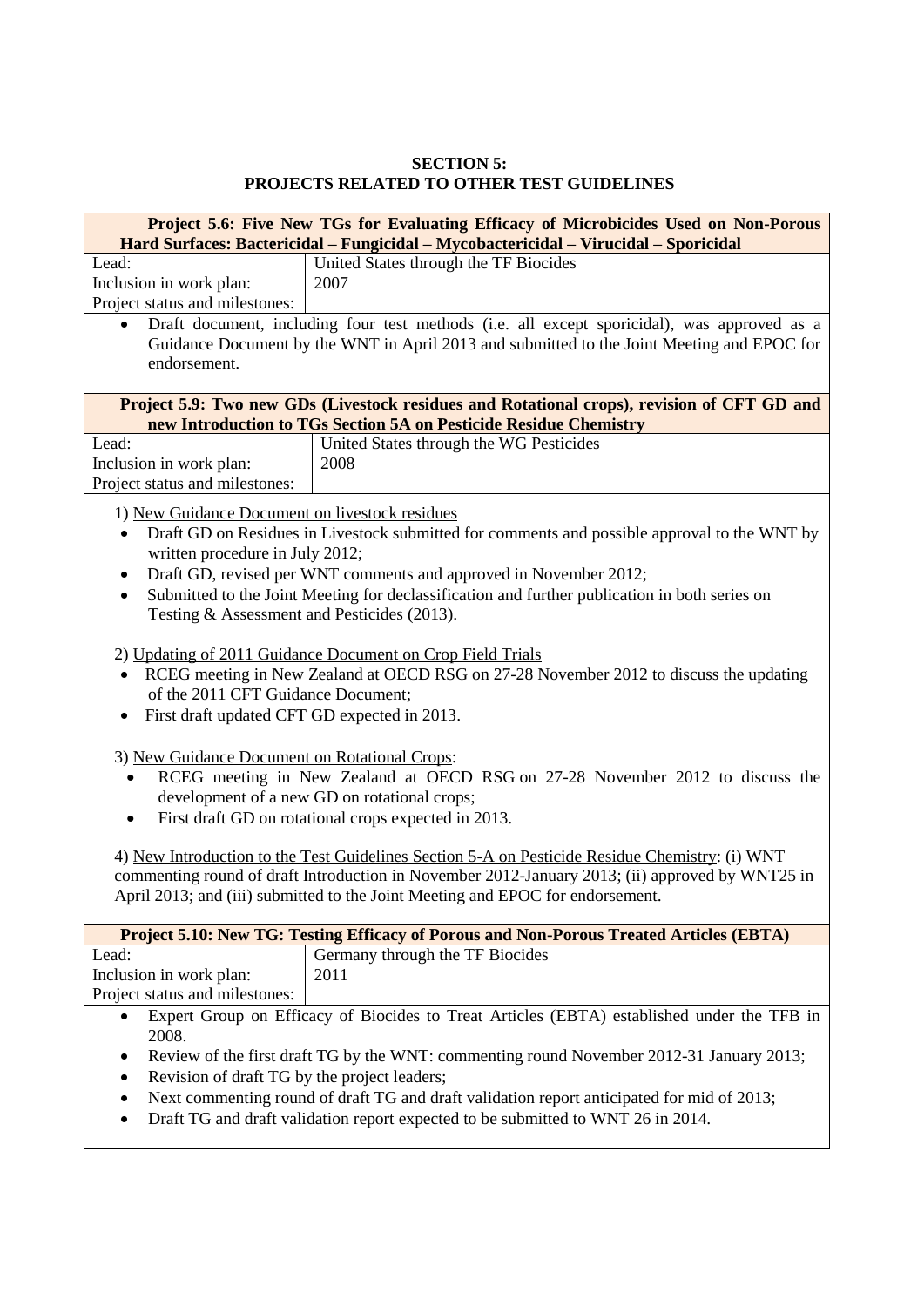**SECTION 5:**
**PROJECTS RELATED TO OTHER TEST GUIDELINES**

**Project 5.6: Five New TGs for Evaluating Efficacy of Microbicides Used on Non-Porous Hard Surfaces: Bactericidal – Fungicidal – Mycobactericidal – Virucidal – Sporicidal**

| | |
|---|---|
| Lead: | United States through the TF Biocides |
| Inclusion in work plan: | 2007 |
| Project status and milestones: | |

- Draft document, including four test methods (i.e. all except sporicidal), was approved as a Guidance Document by the WNT in April 2013 and submitted to the Joint Meeting and EPOC for endorsement.

**Project 5.9: Two new GDs (Livestock residues and Rotational crops), revision of CFT GD and new Introduction to TGs Section 5A on Pesticide Residue Chemistry**

| | |
|---|---|
| Lead: | United States through the WG Pesticides |
| Inclusion in work plan: | 2008 |
| Project status and milestones: | |

1) New Guidance Document on livestock residues

- Draft GD on Residues in Livestock submitted for comments and possible approval to the WNT by written procedure in July 2012;
- Draft GD, revised per WNT comments and approved in November 2012;
- Submitted to the Joint Meeting for declassification and further publication in both series on Testing & Assessment and Pesticides (2013).

2) Updating of 2011 Guidance Document on Crop Field Trials

- RCEG meeting in New Zealand at OECD RSG on 27-28 November 2012 to discuss the updating of the 2011 CFT Guidance Document;
- First draft updated CFT GD expected in 2013.

3) New Guidance Document on Rotational Crops:

- RCEG meeting in New Zealand at OECD RSG on 27-28 November 2012 to discuss the development of a new GD on rotational crops;
- First draft GD on rotational crops expected in 2013.

4) New Introduction to the Test Guidelines Section 5-A on Pesticide Residue Chemistry: (i) WNT commenting round of draft Introduction in November 2012-January 2013; (ii) approved by WNT25 in April 2013; and (iii) submitted to the Joint Meeting and EPOC for endorsement.

**Project 5.10: New TG: Testing Efficacy of Porous and Non-Porous Treated Articles (EBTA)**

| | |
|---|---|
| Lead: | Germany through the TF Biocides |
| Inclusion in work plan: | 2011 |
| Project status and milestones: | |

- Expert Group on Efficacy of Biocides to Treat Articles (EBTA) established under the TFB in 2008.
- Review of the first draft TG by the WNT: commenting round November 2012-31 January 2013;
- Revision of draft TG by the project leaders;
- Next commenting round of draft TG and draft validation report anticipated for mid of 2013;
- Draft TG and draft validation report expected to be submitted to WNT 26 in 2014.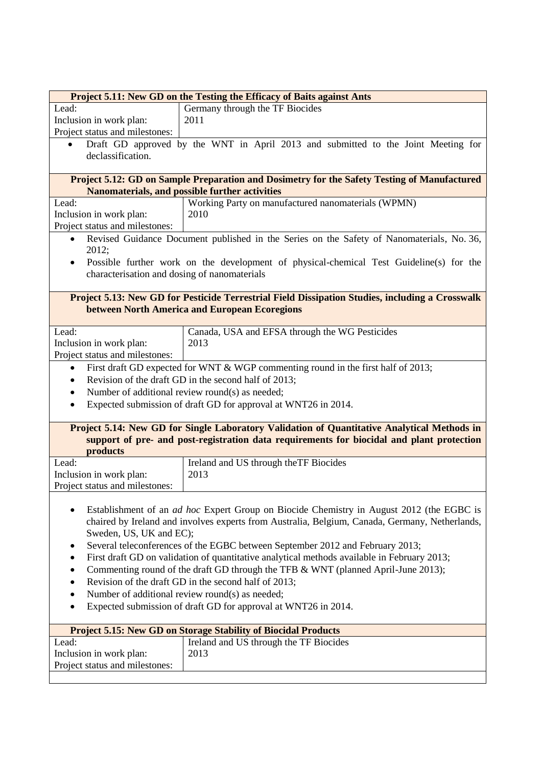| **Project 5.11: New GD on the Testing the Efficacy of Baits against Ants** | |
|---|---|
| Lead: | Germany through the TF Biocides |
| Inclusion in work plan: | 2011 |
| Project status and milestones: | |

- Draft GD approved by the WNT in April 2013 and submitted to the Joint Meeting for declassification.

| **Project 5.12: GD on Sample Preparation and Dosimetry for the Safety Testing of Manufactured Nanomaterials, and possible further activities** | |
|---|---|
| Lead: | Working Party on manufactured nanomaterials (WPMN) |
| Inclusion in work plan: | 2010 |
| Project status and milestones: | |

- Revised Guidance Document published in the Series on the Safety of Nanomaterials, No. 36, 2012;
- Possible further work on the development of physical-chemical Test Guideline(s) for the characterisation and dosing of nanomaterials

| **Project 5.13: New GD for Pesticide Terrestrial Field Dissipation Studies, including a Crosswalk between North America and European Ecoregions** | |
|---|---|
| Lead: | Canada, USA and EFSA through the WG Pesticides |
| Inclusion in work plan: | 2013 |
| Project status and milestones: | |

- First draft GD expected for WNT & WGP commenting round in the first half of 2013;
- Revision of the draft GD in the second half of 2013;
- Number of additional review round(s) as needed;
- Expected submission of draft GD for approval at WNT26 in 2014.

| **Project 5.14: New GD for Single Laboratory Validation of Quantitative Analytical Methods in support of pre- and post-registration data requirements for biocidal and plant protection products** | |
|---|---|
| Lead: | Ireland and US through theTF Biocides |
| Inclusion in work plan: | 2013 |
| Project status and milestones: | |

- Establishment of an *ad hoc* Expert Group on Biocide Chemistry in August 2012 (the EGBC is chaired by Ireland and involves experts from Australia, Belgium, Canada, Germany, Netherlands, Sweden, US, UK and EC);
- Several teleconferences of the EGBC between September 2012 and February 2013;
- First draft GD on validation of quantitative analytical methods available in February 2013;
- Commenting round of the draft GD through the TFB & WNT (planned April-June 2013);
- Revision of the draft GD in the second half of 2013;
- Number of additional review round(s) as needed;
- Expected submission of draft GD for approval at WNT26 in 2014.

| **Project 5.15: New GD on Storage Stability of Biocidal Products** | |
|---|---|
| Lead: | Ireland and US through the TF Biocides |
| Inclusion in work plan: | 2013 |
| Project status and milestones: | |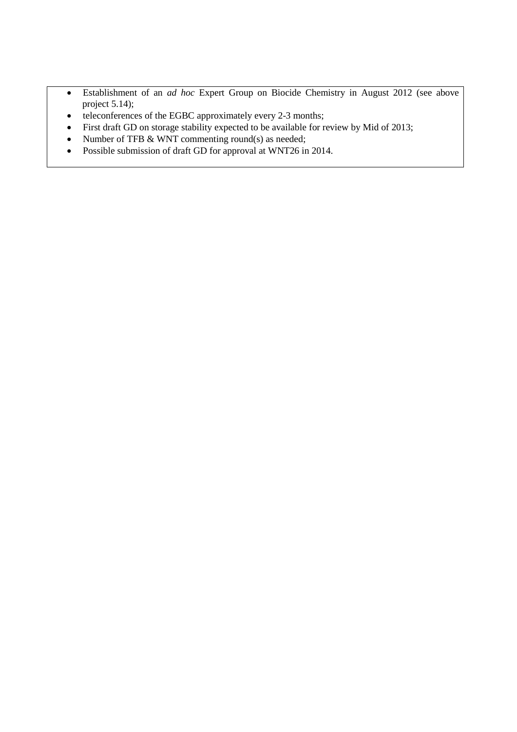- Establishment of an *ad hoc* Expert Group on Biocide Chemistry in August 2012 (see above project 5.14);
- teleconferences of the EGBC approximately every 2-3 months;
- First draft GD on storage stability expected to be available for review by Mid of 2013;
- Number of TFB & WNT commenting round(s) as needed;
- Possible submission of draft GD for approval at WNT26 in 2014.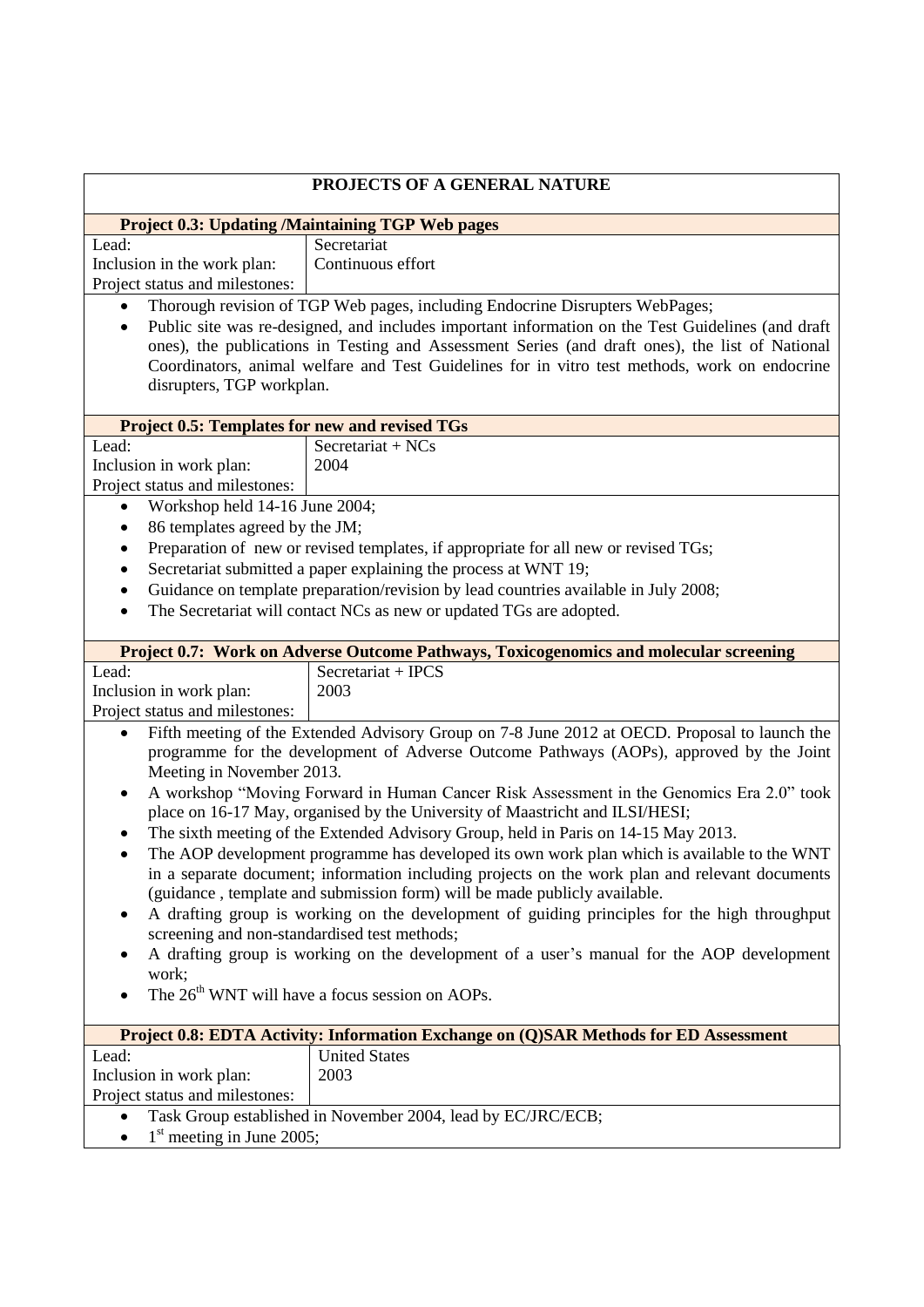## PROJECTS OF A GENERAL NATURE

### Project 0.3: Updating /Maintaining TGP Web pages

| | |
|---|---|
| Lead: | Secretariat |
| Inclusion in the work plan: | Continuous effort |
| Project status and milestones: | |

- Thorough revision of TGP Web pages, including Endocrine Disrupters WebPages;
- Public site was re-designed, and includes important information on the Test Guidelines (and draft ones), the publications in Testing and Assessment Series (and draft ones), the list of National Coordinators, animal welfare and Test Guidelines for in vitro test methods, work on endocrine disrupters, TGP workplan.

### Project 0.5: Templates for new and revised TGs

| | |
|---|---|
| Lead: | Secretariat + NCs |
| Inclusion in work plan: | 2004 |
| Project status and milestones: | |

- Workshop held 14-16 June 2004;
- 86 templates agreed by the JM;
- Preparation of new or revised templates, if appropriate for all new or revised TGs;
- Secretariat submitted a paper explaining the process at WNT 19;
- Guidance on template preparation/revision by lead countries available in July 2008;
- The Secretariat will contact NCs as new or updated TGs are adopted.

### Project 0.7: Work on Adverse Outcome Pathways, Toxicogenomics and molecular screening

| | |
|---|---|
| Lead: | Secretariat + IPCS |
| Inclusion in work plan: | 2003 |
| Project status and milestones: | |

- Fifth meeting of the Extended Advisory Group on 7-8 June 2012 at OECD. Proposal to launch the programme for the development of Adverse Outcome Pathways (AOPs), approved by the Joint Meeting in November 2013.
- A workshop "Moving Forward in Human Cancer Risk Assessment in the Genomics Era 2.0" took place on 16-17 May, organised by the University of Maastricht and ILSI/HESI;
- The sixth meeting of the Extended Advisory Group, held in Paris on 14-15 May 2013.
- The AOP development programme has developed its own work plan which is available to the WNT in a separate document; information including projects on the work plan and relevant documents (guidance , template and submission form) will be made publicly available.
- A drafting group is working on the development of guiding principles for the high throughput screening and non-standardised test methods;
- A drafting group is working on the development of a user's manual for the AOP development work;
- The 26th WNT will have a focus session on AOPs.

### Project 0.8: EDTA Activity: Information Exchange on (Q)SAR Methods for ED Assessment

| | |
|---|---|
| Lead: | United States |
| Inclusion in work plan: | 2003 |
| Project status and milestones: | |

- Task Group established in November 2004, lead by EC/JRC/ECB;
- 1st meeting in June 2005;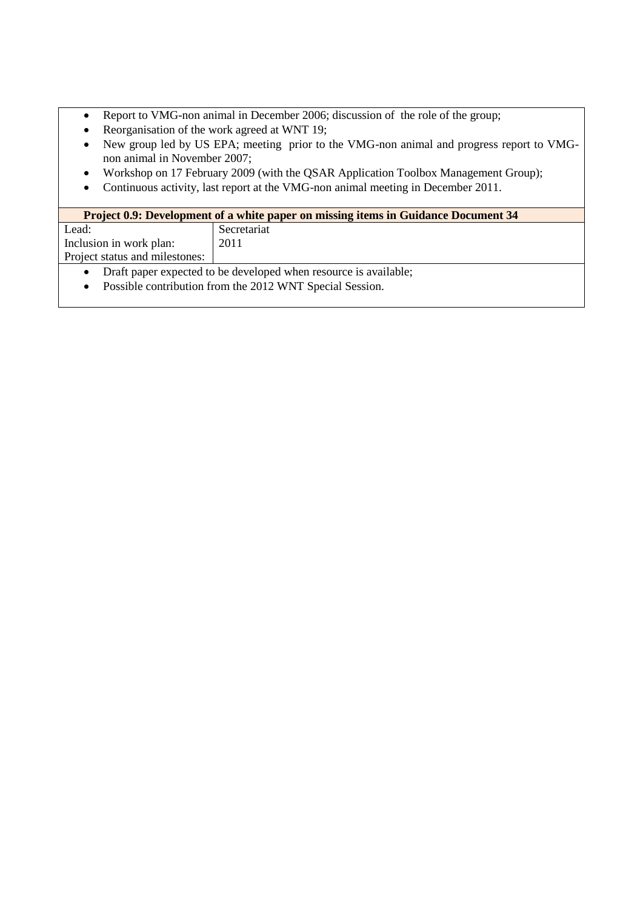- Report to VMG-non animal in December 2006; discussion of the role of the group;
- Reorganisation of the work agreed at WNT 19;
- New group led by US EPA; meeting prior to the VMG-non animal and progress report to VMG-non animal in November 2007;
- Workshop on 17 February 2009 (with the QSAR Application Toolbox Management Group);
- Continuous activity, last report at the VMG-non animal meeting in December 2011.

| **Project 0.9: Development of a white paper on missing items in Guidance Document 34** | |
|---|---|
| Lead: | Secretariat |
| Inclusion in work plan: | 2011 |
| Project status and milestones: | |

- Draft paper expected to be developed when resource is available;
- Possible contribution from the 2012 WNT Special Session.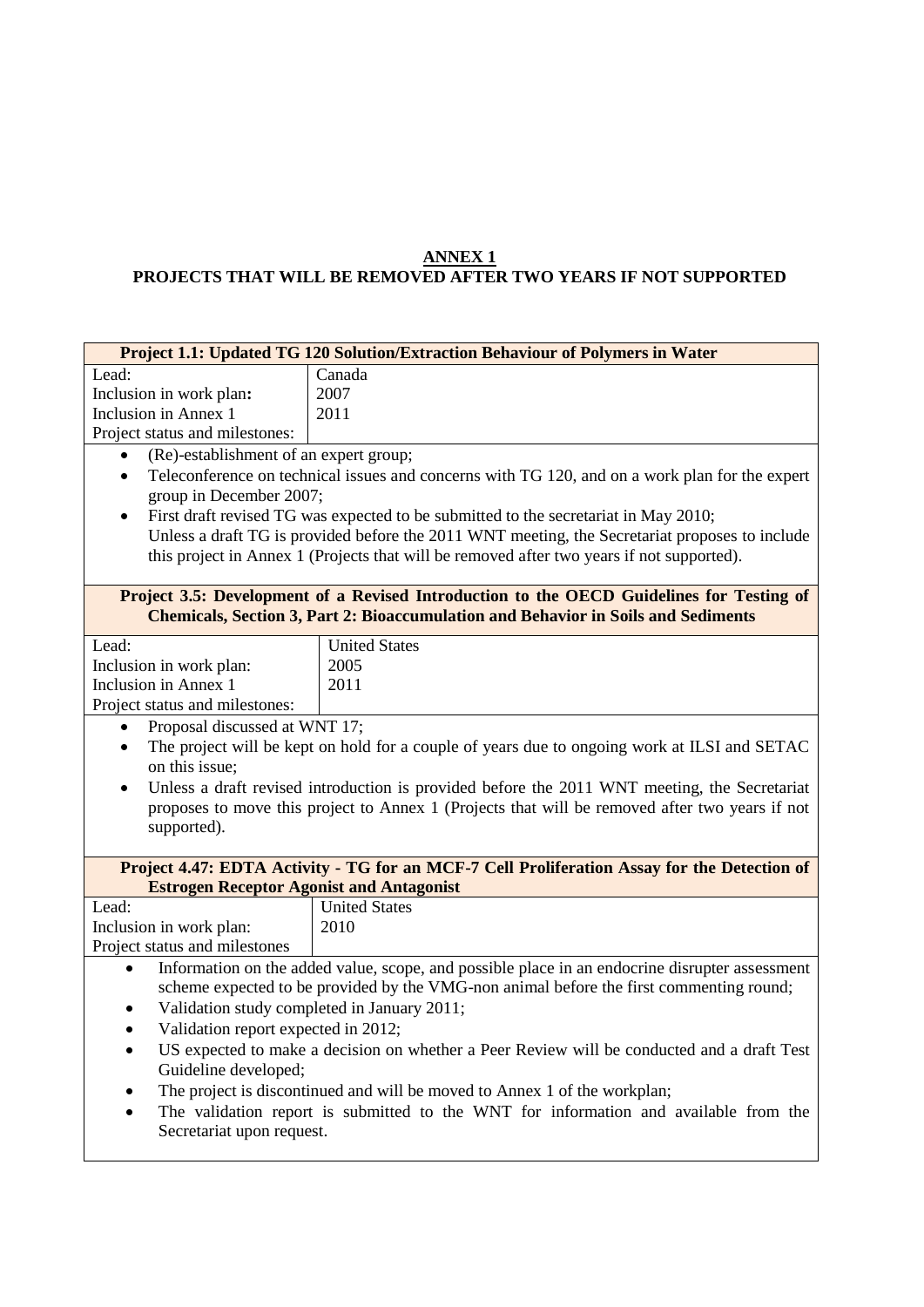**ANNEX 1**
**PROJECTS THAT WILL BE REMOVED AFTER TWO YEARS IF NOT SUPPORTED**

| **Project 1.1: Updated TG 120 Solution/Extraction Behaviour of Polymers in Water** | |
|---|---|
| Lead: | Canada |
| Inclusion in work plan**:** | 2007 |
| Inclusion in Annex 1 | 2011 |
| Project status and milestones: | |

- (Re)-establishment of an expert group;
- Teleconference on technical issues and concerns with TG 120, and on a work plan for the expert group in December 2007;
- First draft revised TG was expected to be submitted to the secretariat in May 2010;
  Unless a draft TG is provided before the 2011 WNT meeting, the Secretariat proposes to include this project in Annex 1 (Projects that will be removed after two years if not supported).

| **Project 3.5: Development of a Revised Introduction to the OECD Guidelines for Testing of Chemicals, Section 3, Part 2: Bioaccumulation and Behavior in Soils and Sediments** | |
|---|---|
| Lead: | United States |
| Inclusion in work plan: | 2005 |
| Inclusion in Annex 1 | 2011 |
| Project status and milestones: | |

- Proposal discussed at WNT 17;
- The project will be kept on hold for a couple of years due to ongoing work at ILSI and SETAC on this issue;
- Unless a draft revised introduction is provided before the 2011 WNT meeting, the Secretariat proposes to move this project to Annex 1 (Projects that will be removed after two years if not supported).

| **Project 4.47: EDTA Activity - TG for an MCF-7 Cell Proliferation Assay for the Detection of Estrogen Receptor Agonist and Antagonist** | |
|---|---|
| Lead: | United States |
| Inclusion in work plan: | 2010 |
| Project status and milestones | |

- Information on the added value, scope, and possible place in an endocrine disrupter assessment scheme expected to be provided by the VMG-non animal before the first commenting round;
- Validation study completed in January 2011;
- Validation report expected in 2012;
- US expected to make a decision on whether a Peer Review will be conducted and a draft Test Guideline developed;
- The project is discontinued and will be moved to Annex 1 of the workplan;
- The validation report is submitted to the WNT for information and available from the Secretariat upon request.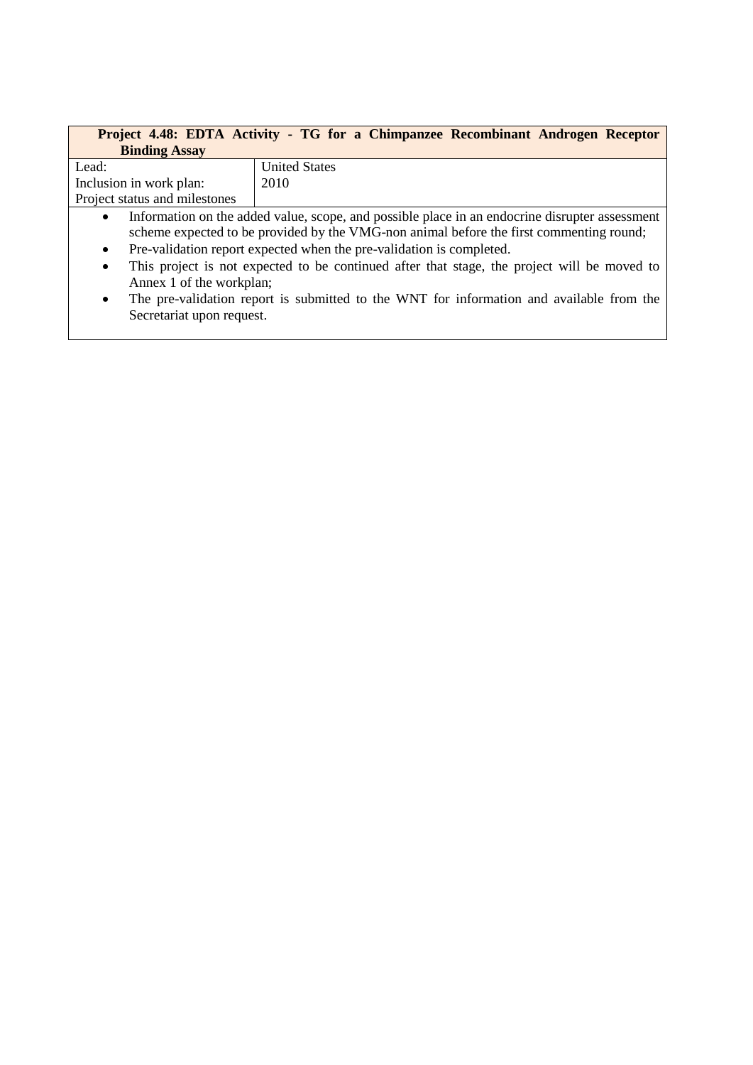| **Project 4.48: EDTA Activity - TG for a Chimpanzee Recombinant Androgen Receptor Binding Assay** | |
|---|---|
| Lead: | United States |
| Inclusion in work plan: | 2010 |
| Project status and milestones | |

- Information on the added value, scope, and possible place in an endocrine disrupter assessment scheme expected to be provided by the VMG-non animal before the first commenting round;
- Pre-validation report expected when the pre-validation is completed.
- This project is not expected to be continued after that stage, the project will be moved to Annex 1 of the workplan;
- The pre-validation report is submitted to the WNT for information and available from the Secretariat upon request.